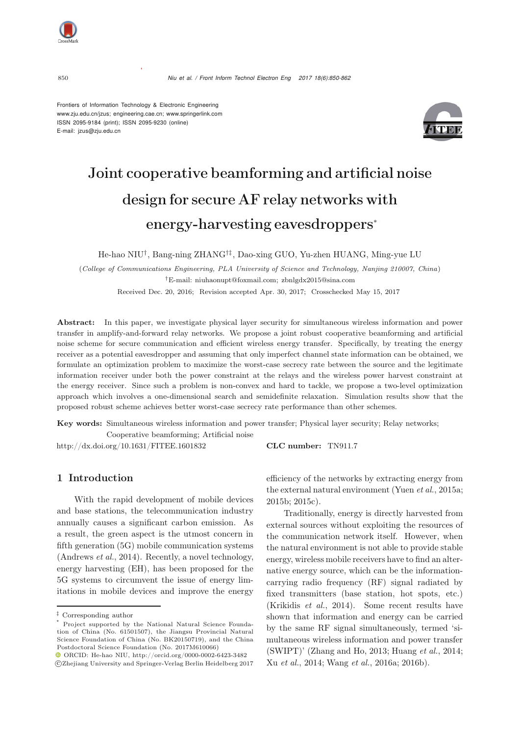Frontiers of Information Technology & Electronic Engineering
www.zju.edu.cn/jzus; engineering.cae.cn; www.springerlink.com
ISSN 2095-9184 (print); ISSN 2095-9230 (online)
E-mail: jzus@zju.edu.cn

# Joint cooperative beamforming and artificial noise design for secure AF relay networks with energy-harvesting eavesdroppers[*]

He-hao NIU[†], Bang-ning ZHANG[†‡], Dao-xing GUO, Yu-zhen HUANG, Ming-yue LU

(*College of Communications Engineering, PLA University of Science and Technology, Nanjing 210007, China*)

[†]E-mail: niuhaonupt@foxmail.com; zbnlgdx2015@sina.com

Received Dec. 20, 2016; Revision accepted Apr. 30, 2017; Crosschecked May 15, 2017

**Abstract:** In this paper, we investigate physical layer security for simultaneous wireless information and power transfer in amplify-and-forward relay networks. We propose a joint robust cooperative beamforming and artificial noise scheme for secure communication and efficient wireless energy transfer. Specifically, by treating the energy receiver as a potential eavesdropper and assuming that only imperfect channel state information can be obtained, we formulate an optimization problem to maximize the worst-case secrecy rate between the source and the legitimate information receiver under both the power constraint at the relays and the wireless power harvest constraint at the energy receiver. Since such a problem is non-convex and hard to tackle, we propose a two-level optimization approach which involves a one-dimensional search and semidefinite relaxation. Simulation results show that the proposed robust scheme achieves better worst-case secrecy rate performance than other schemes.

**Key words:** Simultaneous wireless information and power transfer; Physical layer security; Relay networks; Cooperative beamforming; Artificial noise

http://dx.doi.org/10.1631/FITEE.1601832 **CLC number:** TN911.7

## 1 Introduction

With the rapid development of mobile devices and base stations, the telecommunication industry annually causes a significant carbon emission. As a result, the green aspect is the utmost concern in fifth generation (5G) mobile communication systems (Andrews *et al.*, 2014). Recently, a novel technology, energy harvesting (EH), has been proposed for the 5G systems to circumvent the issue of energy limitations in mobile devices and improve the energy efficiency of the networks by extracting energy from the external natural environment (Yuen *et al.*, 2015a; 2015b; 2015c).

Traditionally, energy is directly harvested from external sources without exploiting the resources of the communication network itself. However, when the natural environment is not able to provide stable energy, wireless mobile receivers have to find an alternative energy source, which can be the information-carrying radio frequency (RF) signal radiated by fixed transmitters (base station, hot spots, etc.) (Krikidis *et al.*, 2014). Some recent results have shown that information and energy can be carried by the same RF signal simultaneously, termed 'simultaneous wireless information and power transfer (SWIPT)' (Zhang and Ho, 2013; Huang *et al.*, 2014; Xu *et al.*, 2014; Wang *et al.*, 2016a; 2016b).

---

[‡] Corresponding author

[*] Project supported by the National Natural Science Foundation of China (No. 61501507), the Jiangsu Provincial Natural Science Foundation of China (No. BK20150719), and the China Postdoctoral Science Foundation (No. 2017M610066)

ORCID: He-hao NIU, http://orcid.org/0000-0002-6423-3482

©Zhejiang University and Springer-Verlag Berlin Heidelberg 2017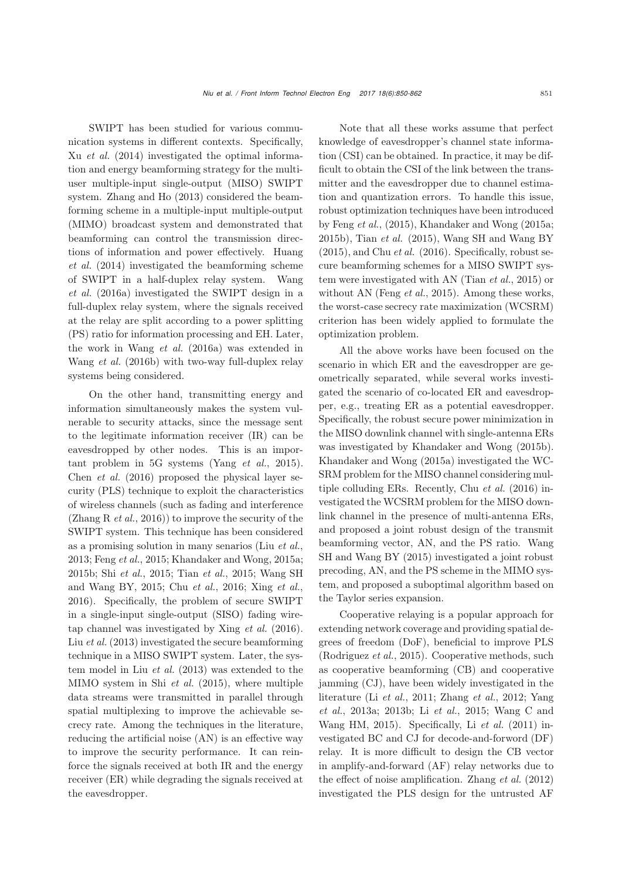SWIPT has been studied for various communication systems in different contexts. Specifically, Xu *et al.* (2014) investigated the optimal information and energy beamforming strategy for the multiuser multiple-input single-output (MISO) SWIPT system. Zhang and Ho (2013) considered the beamforming scheme in a multiple-input multiple-output (MIMO) broadcast system and demonstrated that beamforming can control the transmission directions of information and power effectively. Huang *et al.* (2014) investigated the beamforming scheme of SWIPT in a half-duplex relay system. Wang *et al.* (2016a) investigated the SWIPT design in a full-duplex relay system, where the signals received at the relay are split according to a power splitting (PS) ratio for information processing and EH. Later, the work in Wang *et al.* (2016a) was extended in Wang *et al.* (2016b) with two-way full-duplex relay systems being considered.

On the other hand, transmitting energy and information simultaneously makes the system vulnerable to security attacks, since the message sent to the legitimate information receiver (IR) can be eavesdropped by other nodes. This is an important problem in 5G systems (Yang *et al.*, 2015). Chen *et al.* (2016) proposed the physical layer security (PLS) technique to exploit the characteristics of wireless channels (such as fading and interference (Zhang R *et al.*, 2016)) to improve the security of the SWIPT system. This technique has been considered as a promising solution in many senarios (Liu *et al.*, 2013; Feng *et al.*, 2015; Khandaker and Wong, 2015a; 2015b; Shi *et al.*, 2015; Tian *et al.*, 2015; Wang SH and Wang BY, 2015; Chu *et al.*, 2016; Xing *et al.*, 2016). Specifically, the problem of secure SWIPT in a single-input single-output (SISO) fading wiretap channel was investigated by Xing *et al.* (2016). Liu *et al.* (2013) investigated the secure beamforming technique in a MISO SWIPT system. Later, the system model in Liu *et al.* (2013) was extended to the MIMO system in Shi *et al.* (2015), where multiple data streams were transmitted in parallel through spatial multiplexing to improve the achievable secrecy rate. Among the techniques in the literature, reducing the artificial noise (AN) is an effective way to improve the security performance. It can reinforce the signals received at both IR and the energy receiver (ER) while degrading the signals received at the eavesdropper.

Note that all these works assume that perfect knowledge of eavesdropper's channel state information (CSI) can be obtained. In practice, it may be difficult to obtain the CSI of the link between the transmitter and the eavesdropper due to channel estimation and quantization errors. To handle this issue, robust optimization techniques have been introduced by Feng *et al.*, (2015), Khandaker and Wong (2015a; 2015b), Tian *et al.* (2015), Wang SH and Wang BY (2015), and Chu *et al.* (2016). Specifically, robust secure beamforming schemes for a MISO SWIPT system were investigated with AN (Tian *et al.*, 2015) or without AN (Feng *et al.*, 2015). Among these works, the worst-case secrecy rate maximization (WCSRM) criterion has been widely applied to formulate the optimization problem.

All the above works have been focused on the scenario in which ER and the eavesdropper are geometrically separated, while several works investigated the scenario of co-located ER and eavesdropper, e.g., treating ER as a potential eavesdropper. Specifically, the robust secure power minimization in the MISO downlink channel with single-antenna ERs was investigated by Khandaker and Wong (2015b). Khandaker and Wong (2015a) investigated the WCSRM problem for the MISO channel considering multiple colluding ERs. Recently, Chu *et al.* (2016) investigated the WCSRM problem for the MISO downlink channel in the presence of multi-antenna ERs, and proposed a joint robust design of the transmit beamforming vector, AN, and the PS ratio. Wang SH and Wang BY (2015) investigated a joint robust precoding, AN, and the PS scheme in the MIMO system, and proposed a suboptimal algorithm based on the Taylor series expansion.

Cooperative relaying is a popular approach for extending network coverage and providing spatial degrees of freedom (DoF), beneficial to improve PLS (Rodriguez *et al.*, 2015). Cooperative methods, such as cooperative beamforming (CB) and cooperative jamming (CJ), have been widely investigated in the literature (Li *et al.*, 2011; Zhang *et al.*, 2012; Yang *et al.*, 2013a; 2013b; Li *et al.*, 2015; Wang C and Wang HM, 2015). Specifically, Li *et al.* (2011) investigated BC and CJ for decode-and-forword (DF) relay. It is more difficult to design the CB vector in amplify-and-forward (AF) relay networks due to the effect of noise amplification. Zhang *et al.* (2012) investigated the PLS design for the untrusted AF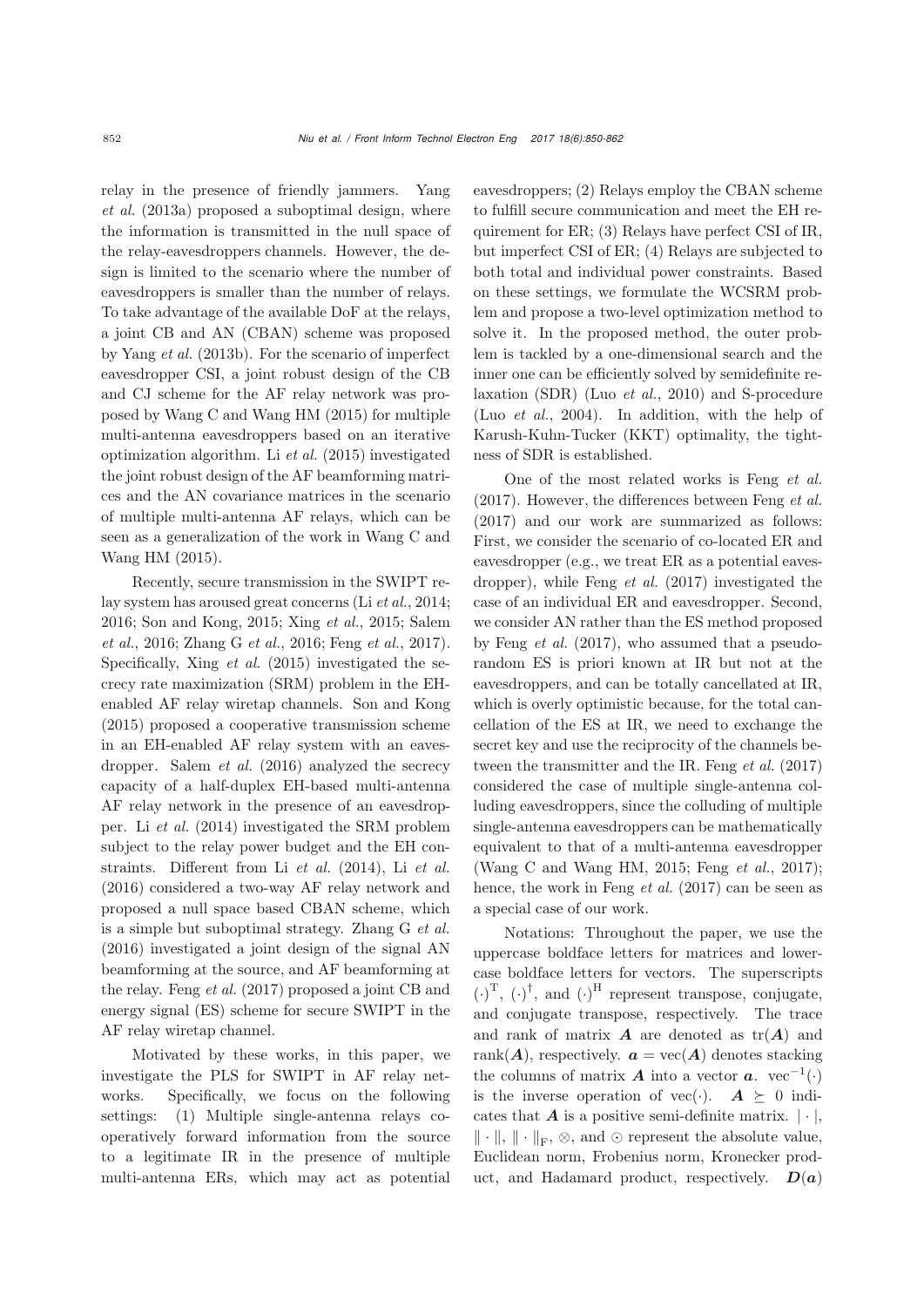relay in the presence of friendly jammers. Yang *et al.* (2013a) proposed a suboptimal design, where the information is transmitted in the null space of the relay-eavesdroppers channels. However, the design is limited to the scenario where the number of eavesdroppers is smaller than the number of relays. To take advantage of the available DoF at the relays, a joint CB and AN (CBAN) scheme was proposed by Yang *et al.* (2013b). For the scenario of imperfect eavesdropper CSI, a joint robust design of the CB and CJ scheme for the AF relay network was proposed by Wang C and Wang HM (2015) for multiple multi-antenna eavesdroppers based on an iterative optimization algorithm. Li *et al.* (2015) investigated the joint robust design of the AF beamforming matrices and the AN covariance matrices in the scenario of multiple multi-antenna AF relays, which can be seen as a generalization of the work in Wang C and Wang HM (2015).

Recently, secure transmission in the SWIPT relay system has aroused great concerns (Li *et al.*, 2014; 2016; Son and Kong, 2015; Xing *et al.*, 2015; Salem *et al.*, 2016; Zhang G *et al.*, 2016; Feng *et al.*, 2017). Specifically, Xing *et al.* (2015) investigated the secrecy rate maximization (SRM) problem in the EH-enabled AF relay wiretap channels. Son and Kong (2015) proposed a cooperative transmission scheme in an EH-enabled AF relay system with an eavesdropper. Salem *et al.* (2016) analyzed the secrecy capacity of a half-duplex EH-based multi-antenna AF relay network in the presence of an eavesdropper. Li *et al.* (2014) investigated the SRM problem subject to the relay power budget and the EH constraints. Different from Li *et al.* (2014), Li *et al.* (2016) considered a two-way AF relay network and proposed a null space based CBAN scheme, which is a simple but suboptimal strategy. Zhang G *et al.* (2016) investigated a joint design of the signal AN beamforming at the source, and AF beamforming at the relay. Feng *et al.* (2017) proposed a joint CB and energy signal (ES) scheme for secure SWIPT in the AF relay wiretap channel.

Motivated by these works, in this paper, we investigate the PLS for SWIPT in AF relay networks. Specifically, we focus on the following settings: (1) Multiple single-antenna relays cooperatively forward information from the source to a legitimate IR in the presence of multiple multi-antenna ERs, which may act as potential eavesdroppers; (2) Relays employ the CBAN scheme to fulfill secure communication and meet the EH requirement for ER; (3) Relays have perfect CSI of IR, but imperfect CSI of ER; (4) Relays are subjected to both total and individual power constraints. Based on these settings, we formulate the WCSRM problem and propose a two-level optimization method to solve it. In the proposed method, the outer problem is tackled by a one-dimensional search and the inner one can be efficiently solved by semidefinite relaxation (SDR) (Luo *et al.*, 2010) and S-procedure (Luo *et al.*, 2004). In addition, with the help of Karush-Kuhn-Tucker (KKT) optimality, the tightness of SDR is established.

One of the most related works is Feng *et al.* (2017). However, the differences between Feng *et al.* (2017) and our work are summarized as follows: First, we consider the scenario of co-located ER and eavesdropper (e.g., we treat ER as a potential eavesdropper), while Feng *et al.* (2017) investigated the case of an individual ER and eavesdropper. Second, we consider AN rather than the ES method proposed by Feng *et al.* (2017), who assumed that a pseudo-random ES is priori known at IR but not at the eavesdroppers, and can be totally cancellated at IR, which is overly optimistic because, for the total cancellation of the ES at IR, we need to exchange the secret key and use the reciprocity of the channels between the transmitter and the IR. Feng *et al.* (2017) considered the case of multiple single-antenna colluding eavesdroppers, since the colluding of multiple single-antenna eavesdroppers can be mathematically equivalent to that of a multi-antenna eavesdropper (Wang C and Wang HM, 2015; Feng *et al.*, 2017); hence, the work in Feng *et al.* (2017) can be seen as a special case of our work.

Notations: Throughout the paper, we use the uppercase boldface letters for matrices and lowercase boldface letters for vectors. The superscripts $(\cdot)^{\mathrm{T}}$, $(\cdot)^{\dagger}$, and $(\cdot)^{\mathrm{H}}$ represent transpose, conjugate, and conjugate transpose, respectively. The trace and rank of matrix $\boldsymbol{A}$ are denoted as $\mathrm{tr}(\boldsymbol{A})$ and $\mathrm{rank}(\boldsymbol{A})$, respectively. $\boldsymbol{a} = \mathrm{vec}(\boldsymbol{A})$ denotes stacking the columns of matrix $\boldsymbol{A}$ into a vector $\boldsymbol{a}$. $\mathrm{vec}^{-1}(\cdot)$ is the inverse operation of $\mathrm{vec}(\cdot)$. $\boldsymbol{A} \succeq 0$ indicates that $\boldsymbol{A}$ is a positive semi-definite matrix. $|\cdot|$, $\|\cdot\|$, $\|\cdot\|_{\mathrm{F}}$, $\otimes$, and $\odot$ represent the absolute value, Euclidean norm, Frobenius norm, Kronecker product, and Hadamard product, respectively. $\boldsymbol{D}(\boldsymbol{a})$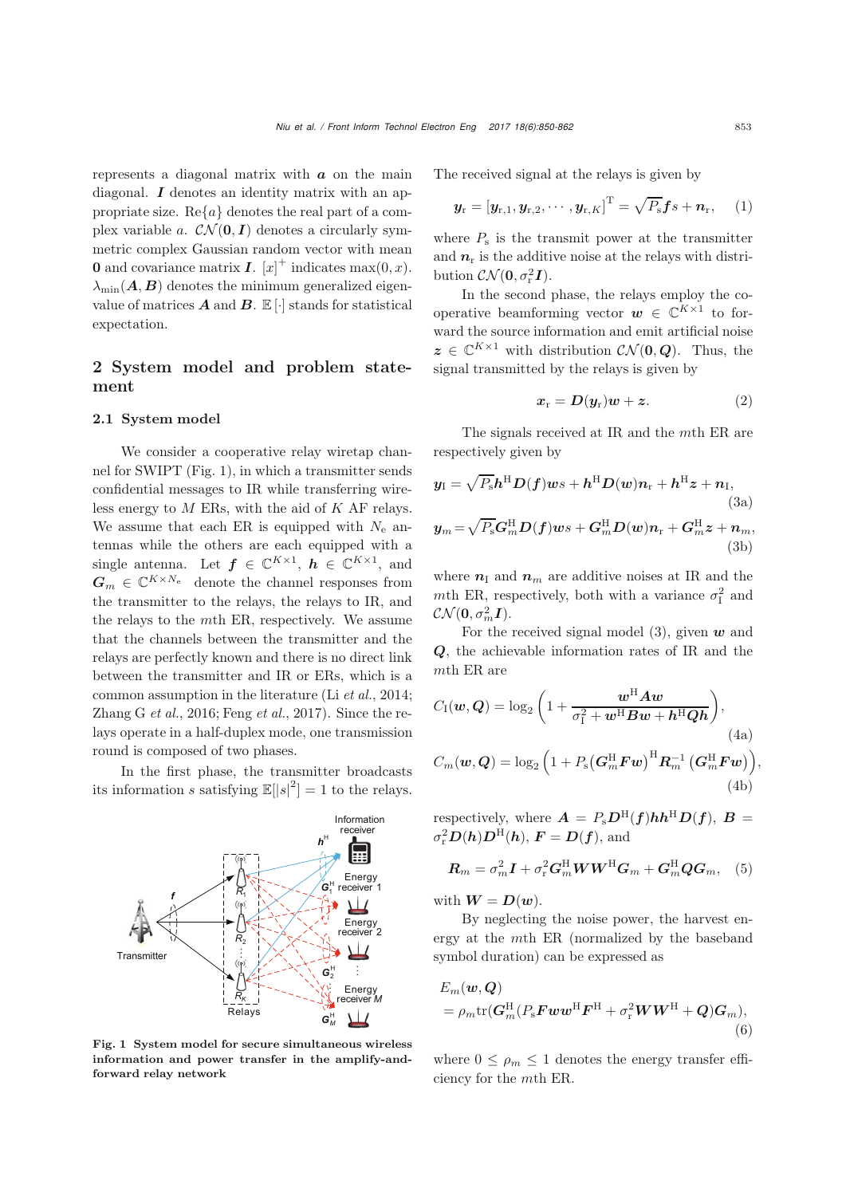represents a diagonal matrix with $\boldsymbol{a}$ on the main diagonal. $\boldsymbol{I}$ denotes an identity matrix with an appropriate size. $\mathrm{Re}\{a\}$ denotes the real part of a complex variable $a$. $\mathcal{CN}(\mathbf{0}, \boldsymbol{I})$ denotes a circularly symmetric complex Gaussian random vector with mean $\mathbf{0}$ and covariance matrix $\boldsymbol{I}$. $[x]^+$ indicates $\max(0, x)$. $\lambda_{\min}(\boldsymbol{A}, \boldsymbol{B})$ denotes the minimum generalized eigenvalue of matrices $\boldsymbol{A}$ and $\boldsymbol{B}$. $\mathbb{E}[\cdot]$ stands for statistical expectation.

## 2 System model and problem statement

### 2.1 System model

We consider a cooperative relay wiretap channel for SWIPT (Fig. 1), in which a transmitter sends confidential messages to IR while transferring wireless energy to $M$ ERs, with the aid of $K$ AF relays. We assume that each ER is equipped with $N_\mathrm{e}$ antennas while the others are each equipped with a single antenna. Let $\boldsymbol{f} \in \mathbb{C}^{K\times 1}$, $\boldsymbol{h} \in \mathbb{C}^{K\times 1}$, and $\boldsymbol{G}_m \in \mathbb{C}^{K\times N_\mathrm{e}}$ denote the channel responses from the transmitter to the relays, the relays to IR, and the relays to the $m$th ER, respectively. We assume that the channels between the transmitter and the relays are perfectly known and there is no direct link between the transmitter and IR or ERs, which is a common assumption in the literature (Li *et al.*, 2014; Zhang G *et al.*, 2016; Feng *et al.*, 2017). Since the relays operate in a half-duplex mode, one transmission round is composed of two phases.

In the first phase, the transmitter broadcasts its information $s$ satisfying $\mathbb{E}[|s|^2] = 1$ to the relays.

**Fig. 1 System model for secure simultaneous wireless information and power transfer in the amplify-and-forward relay network**

The received signal at the relays is given by

$$\boldsymbol{y}_\mathrm{r} = [\boldsymbol{y}_{\mathrm{r},1}, \boldsymbol{y}_{\mathrm{r},2}, \cdots, \boldsymbol{y}_{\mathrm{r},K}]^\mathrm{T} = \sqrt{P_\mathrm{s}}\boldsymbol{f}s + \boldsymbol{n}_\mathrm{r}, \tag{1}$$

where $P_\mathrm{s}$ is the transmit power at the transmitter and $\boldsymbol{n}_\mathrm{r}$ is the additive noise at the relays with distribution $\mathcal{CN}(\mathbf{0}, \sigma_\mathrm{r}^2\boldsymbol{I})$.

In the second phase, the relays employ the cooperative beamforming vector $\boldsymbol{w} \in \mathbb{C}^{K\times 1}$ to forward the source information and emit artificial noise $\boldsymbol{z} \in \mathbb{C}^{K\times 1}$ with distribution $\mathcal{CN}(\mathbf{0}, \boldsymbol{Q})$. Thus, the signal transmitted by the relays is given by

$$\boldsymbol{x}_\mathrm{r} = \boldsymbol{D}(\boldsymbol{y}_\mathrm{r})\boldsymbol{w} + \boldsymbol{z}. \tag{2}$$

The signals received at IR and the $m$th ER are respectively given by

$$y_\mathrm{I} = \sqrt{P_\mathrm{s}}\boldsymbol{h}^\mathrm{H}\boldsymbol{D}(\boldsymbol{f})\boldsymbol{w}s + \boldsymbol{h}^\mathrm{H}\boldsymbol{D}(\boldsymbol{w})\boldsymbol{n}_\mathrm{r} + \boldsymbol{h}^\mathrm{H}\boldsymbol{z} + n_\mathrm{I}, \tag{3a}$$

$$\boldsymbol{y}_m = \sqrt{P_\mathrm{s}}\boldsymbol{G}_m^\mathrm{H}\boldsymbol{D}(\boldsymbol{f})\boldsymbol{w}s + \boldsymbol{G}_m^\mathrm{H}\boldsymbol{D}(\boldsymbol{w})\boldsymbol{n}_\mathrm{r} + \boldsymbol{G}_m^\mathrm{H}\boldsymbol{z} + \boldsymbol{n}_m, \tag{3b}$$

where $n_\mathrm{I}$ and $\boldsymbol{n}_m$ are additive noises at IR and the $m$th ER, respectively, both with a variance $\sigma_\mathrm{I}^2$ and $\mathcal{CN}(\mathbf{0}, \sigma_m^2\boldsymbol{I})$.

For the received signal model (3), given $\boldsymbol{w}$ and $\boldsymbol{Q}$, the achievable information rates of IR and the $m$th ER are

$$C_\mathrm{I}(\boldsymbol{w}, \boldsymbol{Q}) = \log_2\left(1 + \frac{\boldsymbol{w}^\mathrm{H}\boldsymbol{A}\boldsymbol{w}}{\sigma_\mathrm{I}^2 + \boldsymbol{w}^\mathrm{H}\boldsymbol{B}\boldsymbol{w} + \boldsymbol{h}^\mathrm{H}\boldsymbol{Q}\boldsymbol{h}}\right), \tag{4a}$$

$$C_m(\boldsymbol{w}, \boldsymbol{Q}) = \log_2\left(1 + P_\mathrm{s}(\boldsymbol{G}_m^\mathrm{H}\boldsymbol{F}\boldsymbol{w})^\mathrm{H}\boldsymbol{R}_m^{-1}(\boldsymbol{G}_m^\mathrm{H}\boldsymbol{F}\boldsymbol{w})\right), \tag{4b}$$

respectively, where $\boldsymbol{A} = P_\mathrm{s}\boldsymbol{D}^\mathrm{H}(\boldsymbol{f})\boldsymbol{h}\boldsymbol{h}^\mathrm{H}\boldsymbol{D}(\boldsymbol{f})$, $\boldsymbol{B} = \sigma_\mathrm{r}^2\boldsymbol{D}(\boldsymbol{h})\boldsymbol{D}^\mathrm{H}(\boldsymbol{h})$, $\boldsymbol{F} = \boldsymbol{D}(\boldsymbol{f})$, and

$$\boldsymbol{R}_m = \sigma_m^2\boldsymbol{I} + \sigma_\mathrm{r}^2\boldsymbol{G}_m^\mathrm{H}\boldsymbol{W}\boldsymbol{W}^\mathrm{H}\boldsymbol{G}_m + \boldsymbol{G}_m^\mathrm{H}\boldsymbol{Q}\boldsymbol{G}_m, \tag{5}$$

with $\boldsymbol{W} = \boldsymbol{D}(\boldsymbol{w})$.

By neglecting the noise power, the harvest energy at the $m$th ER (normalized by the baseband symbol duration) can be expressed as

$$\begin{aligned} &E_m(\boldsymbol{w}, \boldsymbol{Q}) \\ &= \rho_m \mathrm{tr}(\boldsymbol{G}_m^\mathrm{H}(P_\mathrm{s}\boldsymbol{F}\boldsymbol{w}\boldsymbol{w}^\mathrm{H}\boldsymbol{F}^\mathrm{H} + \sigma_\mathrm{r}^2\boldsymbol{W}\boldsymbol{W}^\mathrm{H} + \boldsymbol{Q})\boldsymbol{G}_m), \end{aligned} \tag{6}$$

where $0 \le \rho_m \le 1$ denotes the energy transfer efficiency for the $m$th ER.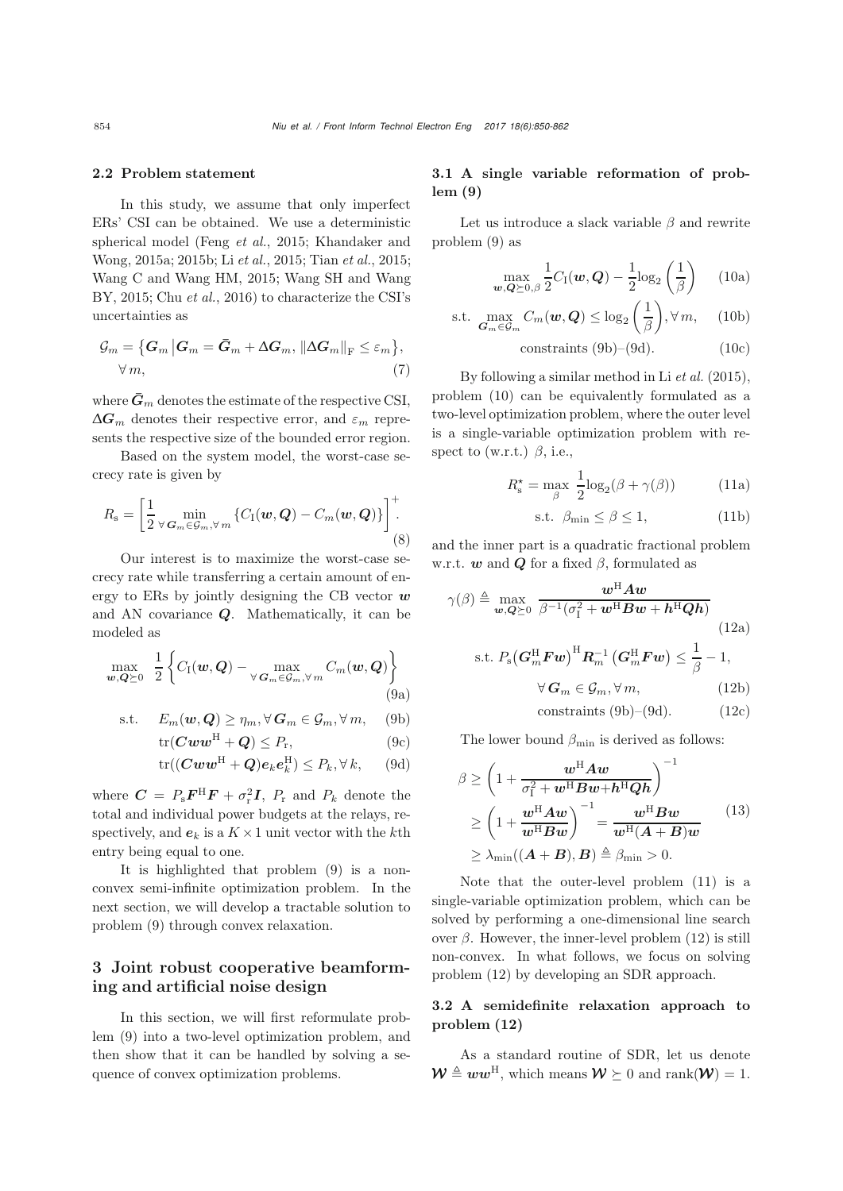### 2.2 Problem statement

In this study, we assume that only imperfect ERs' CSI can be obtained. We use a deterministic spherical model (Feng *et al.*, 2015; Khandaker and Wong, 2015a; 2015b; Li *et al.*, 2015; Tian *et al.*, 2015; Wang C and Wang HM, 2015; Wang SH and Wang BY, 2015; Chu *et al.*, 2016) to characterize the CSI's uncertainties as

$$\mathcal{G}_m = \left\{\boldsymbol{G}_m \,\middle|\, \boldsymbol{G}_m = \bar{\boldsymbol{G}}_m + \Delta\boldsymbol{G}_m, \|\Delta\boldsymbol{G}_m\|_{\mathrm{F}} \le \varepsilon_m\right\}, \quad \forall\, m, \tag{7}$$

where $\bar{\boldsymbol{G}}_m$ denotes the estimate of the respective CSI, $\Delta\boldsymbol{G}_m$ denotes their respective error, and $\varepsilon_m$ represents the respective size of the bounded error region.

Based on the system model, the worst-case secrecy rate is given by

$$R_{\mathrm{s}} = \left[\frac{1}{2}\min_{\forall\, \boldsymbol{G}_m \in \mathcal{G}_m, \forall\, m}\left\{C_{\mathrm{I}}(\boldsymbol{w},\boldsymbol{Q}) - C_m(\boldsymbol{w},\boldsymbol{Q})\right\}\right]^+. \tag{8}$$

Our interest is to maximize the worst-case secrecy rate while transferring a certain amount of energy to ERs by jointly designing the CB vector $\boldsymbol{w}$ and AN covariance $\boldsymbol{Q}$. Mathematically, it can be modeled as

$$\max_{\boldsymbol{w},\boldsymbol{Q}\succeq 0} \;\; \frac{1}{2}\left\{C_{\mathrm{I}}(\boldsymbol{w},\boldsymbol{Q}) - \max_{\forall\, \boldsymbol{G}_m \in \mathcal{G}_m, \forall\, m} C_m(\boldsymbol{w},\boldsymbol{Q})\right\} \tag{9a}$$

$$\text{s.t.} \quad E_m(\boldsymbol{w},\boldsymbol{Q}) \ge \eta_m, \forall\, \boldsymbol{G}_m \in \mathcal{G}_m, \forall\, m, \tag{9b}$$

$$\mathrm{tr}(\boldsymbol{C}\boldsymbol{w}\boldsymbol{w}^{\mathrm{H}} + \boldsymbol{Q}) \le P_{\mathrm{r}}, \tag{9c}$$

$$\mathrm{tr}((\boldsymbol{C}\boldsymbol{w}\boldsymbol{w}^{\mathrm{H}} + \boldsymbol{Q})\boldsymbol{e}_k\boldsymbol{e}_k^{\mathrm{H}}) \le P_k, \forall\, k, \tag{9d}$$

where $\boldsymbol{C} = P_{\mathrm{s}}\boldsymbol{F}^{\mathrm{H}}\boldsymbol{F} + \sigma_{\mathrm{r}}^2\boldsymbol{I}$, $P_{\mathrm{r}}$ and $P_k$ denote the total and individual power budgets at the relays, respectively, and $\boldsymbol{e}_k$ is a $K \times 1$ unit vector with the $k$th entry being equal to one.

It is highlighted that problem (9) is a nonconvex semi-infinite optimization problem. In the next section, we will develop a tractable solution to problem (9) through convex relaxation.

## 3 Joint robust cooperative beamforming and artificial noise design

In this section, we will first reformulate problem (9) into a two-level optimization problem, and then show that it can be handled by solving a sequence of convex optimization problems.

### 3.1 A single variable reformation of problem (9)

Let us introduce a slack variable $\beta$ and rewrite problem (9) as

$$\max_{\boldsymbol{w},\boldsymbol{Q}\succeq 0,\beta} \frac{1}{2}C_{\mathrm{I}}(\boldsymbol{w},\boldsymbol{Q}) - \frac{1}{2}\log_2\left(\frac{1}{\beta}\right) \tag{10a}$$

$$\text{s.t.} \max_{\boldsymbol{G}_m \in \mathcal{G}_m} C_m(\boldsymbol{w},\boldsymbol{Q}) \le \log_2\left(\frac{1}{\beta}\right), \forall\, m, \tag{10b}$$

$$\text{constraints (9b)–(9d).} \tag{10c}$$

By following a similar method in Li *et al.* (2015), problem (10) can be equivalently formulated as a two-level optimization problem, where the outer level is a single-variable optimization problem with respect to (w.r.t.) $\beta$, i.e.,

$$R_{\mathrm{s}}^{\star} = \max_{\beta} \;\frac{1}{2}\log_2(\beta + \gamma(\beta)) \tag{11a}$$

$$\text{s.t.} \;\; \beta_{\min} \le \beta \le 1, \tag{11b}$$

and the inner part is a quadratic fractional problem w.r.t. $\boldsymbol{w}$ and $\boldsymbol{Q}$ for a fixed $\beta$, formulated as

$$\gamma(\beta) \triangleq \max_{\boldsymbol{w},\boldsymbol{Q}\succeq 0} \; \frac{\boldsymbol{w}^{\mathrm{H}}\boldsymbol{A}\boldsymbol{w}}{\beta^{-1}(\sigma_{\mathrm{I}}^2 + \boldsymbol{w}^{\mathrm{H}}\boldsymbol{B}\boldsymbol{w} + \boldsymbol{h}^{\mathrm{H}}\boldsymbol{Q}\boldsymbol{h})} \tag{12a}$$

$$\text{s.t.}\; P_{\mathrm{s}}\big(\boldsymbol{G}_m^{\mathrm{H}}\boldsymbol{F}\boldsymbol{w}\big)^{\mathrm{H}}\boldsymbol{R}_m^{-1}\big(\boldsymbol{G}_m^{\mathrm{H}}\boldsymbol{F}\boldsymbol{w}\big) \le \frac{1}{\beta} - 1, \quad \forall\, \boldsymbol{G}_m \in \mathcal{G}_m, \forall\, m, \tag{12b}$$

$$\text{constraints (9b)–(9d).} \tag{12c}$$

The lower bound $\beta_{\min}$ is derived as follows:

$$\begin{aligned}\beta &\ge \left(1 + \frac{\boldsymbol{w}^{\mathrm{H}}\boldsymbol{A}\boldsymbol{w}}{\sigma_{\mathrm{I}}^2 + \boldsymbol{w}^{\mathrm{H}}\boldsymbol{B}\boldsymbol{w} + \boldsymbol{h}^{\mathrm{H}}\boldsymbol{Q}\boldsymbol{h}}\right)^{-1} \\ &\ge \left(1 + \frac{\boldsymbol{w}^{\mathrm{H}}\boldsymbol{A}\boldsymbol{w}}{\boldsymbol{w}^{\mathrm{H}}\boldsymbol{B}\boldsymbol{w}}\right)^{-1} = \frac{\boldsymbol{w}^{\mathrm{H}}\boldsymbol{B}\boldsymbol{w}}{\boldsymbol{w}^{\mathrm{H}}(\boldsymbol{A}+\boldsymbol{B})\boldsymbol{w}} \\ &\ge \lambda_{\min}((\boldsymbol{A}+\boldsymbol{B}),\boldsymbol{B}) \triangleq \beta_{\min} > 0.\end{aligned} \tag{13}$$

Note that the outer-level problem (11) is a single-variable optimization problem, which can be solved by performing a one-dimensional line search over $\beta$. However, the inner-level problem (12) is still non-convex. In what follows, we focus on solving problem (12) by developing an SDR approach.

### 3.2 A semidefinite relaxation approach to problem (12)

As a standard routine of SDR, let us denote $\boldsymbol{\mathcal{W}} \triangleq \boldsymbol{w}\boldsymbol{w}^{\mathrm{H}}$, which means $\boldsymbol{\mathcal{W}} \succeq 0$ and $\mathrm{rank}(\boldsymbol{\mathcal{W}}) = 1$.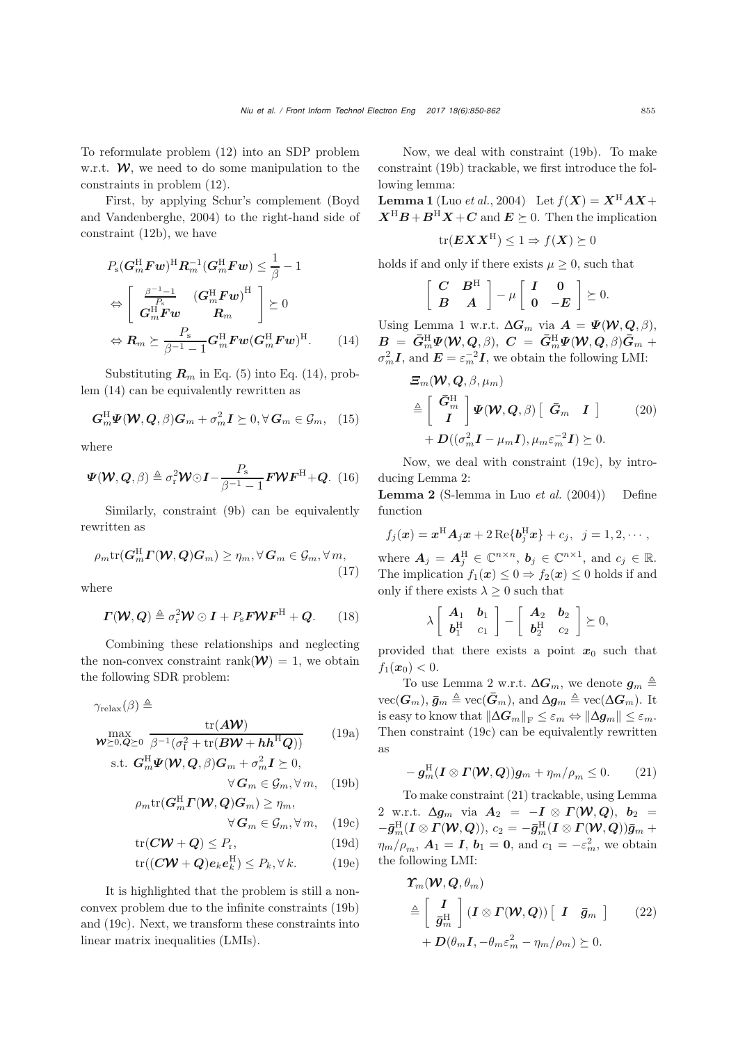To reformulate problem (12) into an SDP problem w.r.t. $\boldsymbol{\mathcal{W}}$, we need to do some manipulation to the constraints in problem (12).

First, by applying Schur's complement (Boyd and Vandenberghe, 2004) to the right-hand side of constraint (12b), we have

$$
\begin{aligned}
& P_{\mathrm{s}}(\boldsymbol{G}_m^{\mathrm{H}}\boldsymbol{F}\boldsymbol{w})^{\mathrm{H}}\boldsymbol{R}_m^{-1}(\boldsymbol{G}_m^{\mathrm{H}}\boldsymbol{F}\boldsymbol{w}) \le \frac{1}{\beta}-1 \\
\Leftrightarrow & \begin{bmatrix} \frac{\beta^{-1}-1}{P_{\mathrm{s}}} & (\boldsymbol{G}_m^{\mathrm{H}}\boldsymbol{F}\boldsymbol{w})^{\mathrm{H}} \\ \boldsymbol{G}_m^{\mathrm{H}}\boldsymbol{F}\boldsymbol{w} & \boldsymbol{R}_m \end{bmatrix} \succeq 0 \\
\Leftrightarrow & \boldsymbol{R}_m \succeq \frac{P_{\mathrm{s}}}{\beta^{-1}-1}\boldsymbol{G}_m^{\mathrm{H}}\boldsymbol{F}\boldsymbol{w}(\boldsymbol{G}_m^{\mathrm{H}}\boldsymbol{F}\boldsymbol{w})^{\mathrm{H}}. \qquad (14)
\end{aligned}
$$

Substituting $\boldsymbol{R}_m$ in Eq. (5) into Eq. (14), problem (14) can be equivalently rewritten as

$$
\boldsymbol{G}_m^{\mathrm{H}}\boldsymbol{\Psi}(\boldsymbol{\mathcal{W}},\boldsymbol{Q},\beta)\boldsymbol{G}_m + \sigma_m^2\boldsymbol{I} \succeq 0, \forall \boldsymbol{G}_m \in \mathcal{G}_m, \quad (15)
$$

where

$$
\boldsymbol{\Psi}(\boldsymbol{\mathcal{W}},\boldsymbol{Q},\beta) \triangleq \sigma_{\mathrm{r}}^2\boldsymbol{\mathcal{W}}\odot\boldsymbol{I} - \frac{P_{\mathrm{s}}}{\beta^{-1}-1}\boldsymbol{F}\boldsymbol{\mathcal{W}}\boldsymbol{F}^{\mathrm{H}} + \boldsymbol{Q}. \quad (16)
$$

Similarly, constraint (9b) can be equivalently rewritten as

$$
\rho_m \mathrm{tr}(\boldsymbol{G}_m^{\mathrm{H}}\boldsymbol{\Gamma}(\boldsymbol{\mathcal{W}},\boldsymbol{Q})\boldsymbol{G}_m) \ge \eta_m, \forall \boldsymbol{G}_m \in \mathcal{G}_m, \forall m, \quad (17)
$$

where

$$
\boldsymbol{\Gamma}(\boldsymbol{\mathcal{W}},\boldsymbol{Q}) \triangleq \sigma_{\mathrm{r}}^2\boldsymbol{\mathcal{W}}\odot\boldsymbol{I} + P_{\mathrm{s}}\boldsymbol{F}\boldsymbol{\mathcal{W}}\boldsymbol{F}^{\mathrm{H}} + \boldsymbol{Q}. \quad (18)
$$

Combining these relationships and neglecting the non-convex constraint $\mathrm{rank}(\boldsymbol{\mathcal{W}})=1$, we obtain the following SDR problem:

$$
\begin{aligned}
& \gamma_{\mathrm{relax}}(\beta) \triangleq \\
& \max_{\boldsymbol{\mathcal{W}}\succeq 0, \boldsymbol{Q}\succeq 0} \frac{\mathrm{tr}(\boldsymbol{A}\boldsymbol{\mathcal{W}})}{\beta^{-1}(\sigma_{\mathrm{I}}^2 + \mathrm{tr}(\boldsymbol{B}\boldsymbol{\mathcal{W}} + \boldsymbol{h}\boldsymbol{h}^{\mathrm{H}}\boldsymbol{Q}))} && \text{(19a)} \\
& \text{s.t. } \boldsymbol{G}_m^{\mathrm{H}}\boldsymbol{\Psi}(\boldsymbol{\mathcal{W}},\boldsymbol{Q},\beta)\boldsymbol{G}_m + \sigma_m^2\boldsymbol{I} \succeq 0, \\
& \qquad\qquad \forall \boldsymbol{G}_m \in \mathcal{G}_m, \forall m, && \text{(19b)} \\
& \quad \rho_m \mathrm{tr}(\boldsymbol{G}_m^{\mathrm{H}}\boldsymbol{\Gamma}(\boldsymbol{\mathcal{W}},\boldsymbol{Q})\boldsymbol{G}_m) \ge \eta_m, \\
& \qquad\qquad \forall \boldsymbol{G}_m \in \mathcal{G}_m, \forall m, && \text{(19c)} \\
& \quad \mathrm{tr}(\boldsymbol{C}\boldsymbol{\mathcal{W}} + \boldsymbol{Q}) \le P_{\mathrm{r}}, && \text{(19d)} \\
& \quad \mathrm{tr}((\boldsymbol{C}\boldsymbol{\mathcal{W}} + \boldsymbol{Q})\boldsymbol{e}_k\boldsymbol{e}_k^{\mathrm{H}}) \le P_k, \forall k. && \text{(19e)}
\end{aligned}
$$

It is highlighted that the problem is still a non-convex problem due to the infinite constraints (19b) and (19c). Next, we transform these constraints into linear matrix inequalities (LMIs).

Now, we deal with constraint (19b). To make constraint (19b) trackable, we first introduce the following lemma:

**Lemma 1** (Luo *et al.*, 2004) Let $f(\boldsymbol{X}) = \boldsymbol{X}^{\mathrm{H}}\boldsymbol{A}\boldsymbol{X} + \boldsymbol{X}^{\mathrm{H}}\boldsymbol{B} + \boldsymbol{B}^{\mathrm{H}}\boldsymbol{X} + \boldsymbol{C}$ and $\boldsymbol{E} \succeq 0$. Then the implication

$$
\mathrm{tr}(\boldsymbol{E}\boldsymbol{X}\boldsymbol{X}^{\mathrm{H}}) \le 1 \Rightarrow f(\boldsymbol{X}) \succeq 0
$$

holds if and only if there exists $\mu \ge 0$, such that

$$
\begin{bmatrix} \boldsymbol{C} & \boldsymbol{B}^{\mathrm{H}} \\ \boldsymbol{B} & \boldsymbol{A} \end{bmatrix} - \mu \begin{bmatrix} \boldsymbol{I} & \boldsymbol{0} \\ \boldsymbol{0} & -\boldsymbol{E} \end{bmatrix} \succeq 0.
$$

Using Lemma 1 w.r.t. $\Delta\boldsymbol{G}_m$ via $\boldsymbol{A} = \boldsymbol{\Psi}(\boldsymbol{\mathcal{W}},\boldsymbol{Q},\beta)$, $\boldsymbol{B} = \bar{\boldsymbol{G}}_m^{\mathrm{H}}\boldsymbol{\Psi}(\boldsymbol{\mathcal{W}},\boldsymbol{Q},\beta)$, $\boldsymbol{C} = \bar{\boldsymbol{G}}_m^{\mathrm{H}}\boldsymbol{\Psi}(\boldsymbol{\mathcal{W}},\boldsymbol{Q},\beta)\bar{\boldsymbol{G}}_m + \sigma_m^2\boldsymbol{I}$, and $\boldsymbol{E} = \varepsilon_m^{-2}\boldsymbol{I}$, we obtain the following LMI:

$$
\begin{aligned}
& \boldsymbol{\Xi}_m(\boldsymbol{\mathcal{W}},\boldsymbol{Q},\beta,\mu_m) \\
& \triangleq \begin{bmatrix} \bar{\boldsymbol{G}}_m^{\mathrm{H}} \\ \boldsymbol{I} \end{bmatrix} \boldsymbol{\Psi}(\boldsymbol{\mathcal{W}},\boldsymbol{Q},\beta) \begin{bmatrix} \bar{\boldsymbol{G}}_m & \boldsymbol{I} \end{bmatrix} \qquad (20) \\
& \quad + \boldsymbol{D}((\sigma_m^2\boldsymbol{I} - \mu_m\boldsymbol{I}), \mu_m\varepsilon_m^{-2}\boldsymbol{I}) \succeq 0.
\end{aligned}
$$

Now, we deal with constraint (19c), by introducing Lemma 2:

**Lemma 2** (S-lemma in Luo *et al.* (2004)) Define function

$$
f_j(\boldsymbol{x}) = \boldsymbol{x}^{\mathrm{H}}\boldsymbol{A}_j\boldsymbol{x} + 2\,\mathrm{Re}\{\boldsymbol{b}_j^{\mathrm{H}}\boldsymbol{x}\} + c_j, \quad j = 1, 2, \cdots,
$$

where $\boldsymbol{A}_j = \boldsymbol{A}_j^{\mathrm{H}} \in \mathbb{C}^{n\times n}$, $\boldsymbol{b}_j \in \mathbb{C}^{n\times 1}$, and $c_j \in \mathbb{R}$. The implication $f_1(\boldsymbol{x}) \le 0 \Rightarrow f_2(\boldsymbol{x}) \le 0$ holds if and only if there exists $\lambda \ge 0$ such that

$$
\lambda \begin{bmatrix} \boldsymbol{A}_1 & \boldsymbol{b}_1 \\ \boldsymbol{b}_1^{\mathrm{H}} & c_1 \end{bmatrix} - \begin{bmatrix} \boldsymbol{A}_2 & \boldsymbol{b}_2 \\ \boldsymbol{b}_2^{\mathrm{H}} & c_2 \end{bmatrix} \succeq 0,
$$

provided that there exists a point $\boldsymbol{x}_0$ such that $f_1(\boldsymbol{x}_0) < 0$.

To use Lemma 2 w.r.t. $\Delta\boldsymbol{G}_m$, we denote $\boldsymbol{g}_m \triangleq \mathrm{vec}(\boldsymbol{G}_m)$, $\bar{\boldsymbol{g}}_m \triangleq \mathrm{vec}(\bar{\boldsymbol{G}}_m)$, and $\Delta\boldsymbol{g}_m \triangleq \mathrm{vec}(\Delta\boldsymbol{G}_m)$. It is easy to know that $\|\Delta\boldsymbol{G}_m\|_{\mathrm{F}} \le \varepsilon_m \Leftrightarrow \|\Delta\boldsymbol{g}_m\| \le \varepsilon_m$. Then constraint (19c) can be equivalently rewritten as

$$
-\boldsymbol{g}_m^{\mathrm{H}}(\boldsymbol{I}\otimes\boldsymbol{\Gamma}(\boldsymbol{\mathcal{W}},\boldsymbol{Q}))\boldsymbol{g}_m + \eta_m/\rho_m \le 0. \quad (21)
$$

To make constraint (21) trackable, using Lemma 2 w.r.t. $\Delta\boldsymbol{g}_m$ via $\boldsymbol{A}_2 = -\boldsymbol{I}\otimes\boldsymbol{\Gamma}(\boldsymbol{\mathcal{W}},\boldsymbol{Q})$, $\boldsymbol{b}_2 = -\bar{\boldsymbol{g}}_m^{\mathrm{H}}(\boldsymbol{I}\otimes\boldsymbol{\Gamma}(\boldsymbol{\mathcal{W}},\boldsymbol{Q}))$, $c_2 = -\bar{\boldsymbol{g}}_m^{\mathrm{H}}(\boldsymbol{I}\otimes\boldsymbol{\Gamma}(\boldsymbol{\mathcal{W}},\boldsymbol{Q}))\bar{\boldsymbol{g}}_m + \eta_m/\rho_m$, $\boldsymbol{A}_1 = \boldsymbol{I}$, $\boldsymbol{b}_1 = \boldsymbol{0}$, and $c_1 = -\varepsilon_m^2$, we obtain the following LMI:

$$
\begin{aligned}
& \boldsymbol{\Upsilon}_m(\boldsymbol{\mathcal{W}},\boldsymbol{Q},\theta_m) \\
& \triangleq \begin{bmatrix} \boldsymbol{I} \\ \bar{\boldsymbol{g}}_m^{\mathrm{H}} \end{bmatrix} (\boldsymbol{I}\otimes\boldsymbol{\Gamma}(\boldsymbol{\mathcal{W}},\boldsymbol{Q})) \begin{bmatrix} \boldsymbol{I} & \bar{\boldsymbol{g}}_m \end{bmatrix} \qquad (22) \\
& \quad + \boldsymbol{D}(\theta_m\boldsymbol{I}, -\theta_m\varepsilon_m^2 - \eta_m/\rho_m) \succeq 0.
\end{aligned}
$$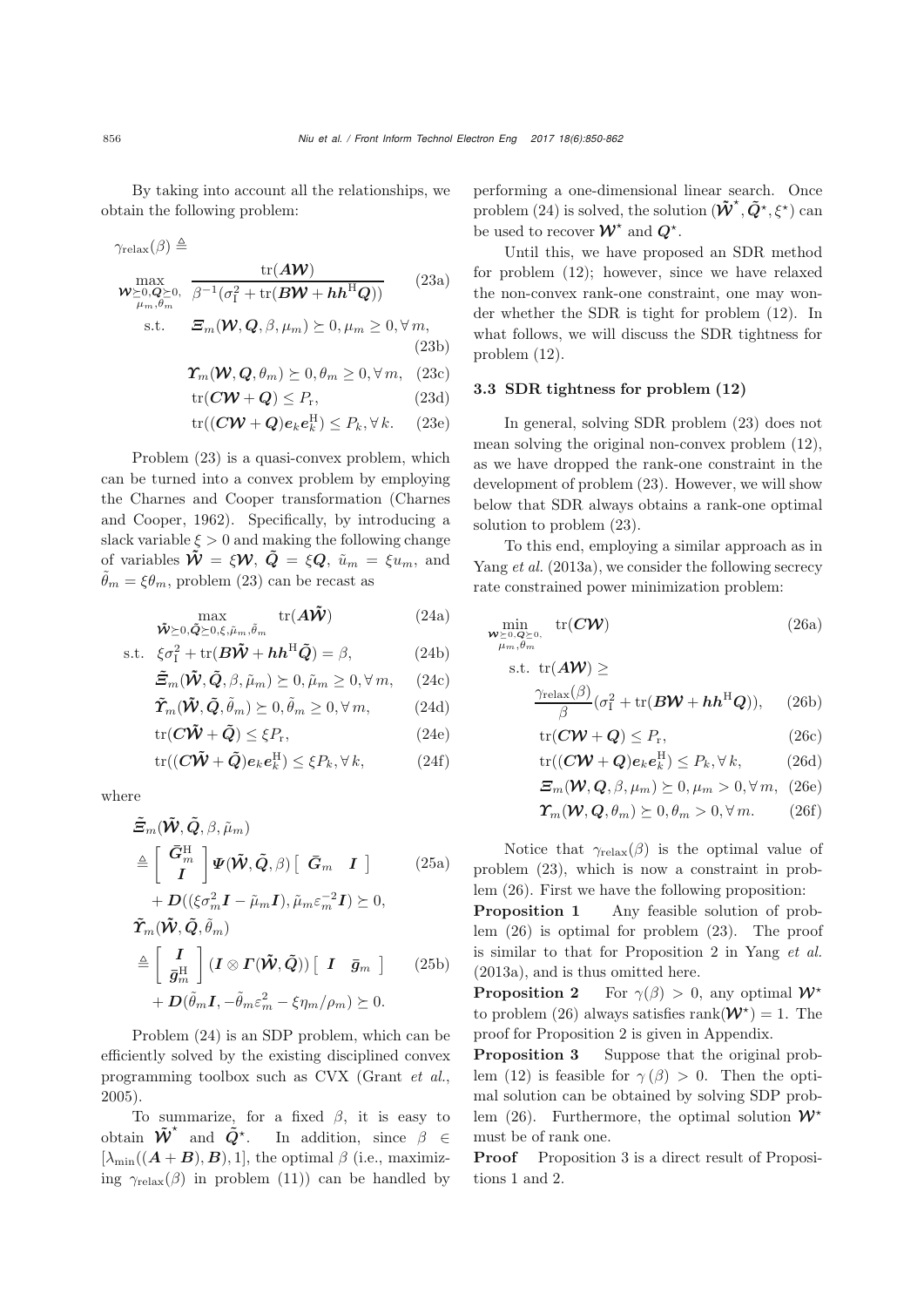By taking into account all the relationships, we obtain the following problem:

$$\gamma_{\text{relax}}(\beta) \triangleq$$

$$\max_{\substack{\boldsymbol{\mathcal{W}}\succeq 0, \boldsymbol{Q}\succeq 0,\\ \mu_m, \theta_m}} \frac{\text{tr}(\boldsymbol{A}\boldsymbol{\mathcal{W}})}{\beta^{-1}(\sigma_{\text{I}}^2 + \text{tr}(\boldsymbol{B}\boldsymbol{\mathcal{W}} + \boldsymbol{h}\boldsymbol{h}^{\text{H}}\boldsymbol{Q}))} \tag{23a}$$

$$\text{s.t.} \quad \boldsymbol{\varXi}_m(\boldsymbol{\mathcal{W}}, \boldsymbol{Q}, \beta, \mu_m) \succeq 0, \mu_m \geq 0, \forall m, \tag{23b}$$

$$\boldsymbol{\varUpsilon}_m(\boldsymbol{\mathcal{W}}, \boldsymbol{Q}, \theta_m) \succeq 0, \theta_m \geq 0, \forall m, \tag{23c}$$

$$\text{tr}(\boldsymbol{C}\boldsymbol{\mathcal{W}} + \boldsymbol{Q}) \leq P_{\text{r}}, \tag{23d}$$

$$\text{tr}((\boldsymbol{C}\boldsymbol{\mathcal{W}} + \boldsymbol{Q})\boldsymbol{e}_k\boldsymbol{e}_k^{\text{H}}) \leq P_k, \forall k. \tag{23e}$$

Problem (23) is a quasi-convex problem, which can be turned into a convex problem by employing the Charnes and Cooper transformation (Charnes and Cooper, 1962). Specifically, by introducing a slack variable $\xi > 0$ and making the following change of variables $\tilde{\boldsymbol{\mathcal{W}}} = \xi\boldsymbol{\mathcal{W}}$, $\tilde{\boldsymbol{Q}} = \xi\boldsymbol{Q}$, $\tilde{u}_m = \xi u_m$, and $\tilde{\theta}_m = \xi\theta_m$, problem (23) can be recast as

$$\max_{\tilde{\boldsymbol{\mathcal{W}}}\succeq 0, \tilde{\boldsymbol{Q}}\succeq 0, \xi, \tilde{\mu}_m, \tilde{\theta}_m} \quad \text{tr}(\boldsymbol{A}\tilde{\boldsymbol{\mathcal{W}}}) \tag{24a}$$

$$\text{s.t.} \quad \xi\sigma_{\text{I}}^2 + \text{tr}(\boldsymbol{B}\tilde{\boldsymbol{\mathcal{W}}} + \boldsymbol{h}\boldsymbol{h}^{\text{H}}\tilde{\boldsymbol{Q}}) = \beta, \tag{24b}$$

$$\tilde{\boldsymbol{\varXi}}_m(\tilde{\boldsymbol{\mathcal{W}}}, \tilde{\boldsymbol{Q}}, \beta, \tilde{\mu}_m) \succeq 0, \tilde{\mu}_m \geq 0, \forall m, \tag{24c}$$

$$\tilde{\boldsymbol{\varUpsilon}}_m(\tilde{\boldsymbol{\mathcal{W}}}, \tilde{\boldsymbol{Q}}, \tilde{\theta}_m) \succeq 0, \tilde{\theta}_m \geq 0, \forall m, \tag{24d}$$

$$\text{tr}(\boldsymbol{C}\tilde{\boldsymbol{\mathcal{W}}} + \tilde{\boldsymbol{Q}}) \leq \xi P_{\text{r}}, \tag{24e}$$

$$\text{tr}((\boldsymbol{C}\tilde{\boldsymbol{\mathcal{W}}} + \tilde{\boldsymbol{Q}})\boldsymbol{e}_k\boldsymbol{e}_k^{\text{H}}) \leq \xi P_k, \forall k, \tag{24f}$$

where

$$\tilde{\boldsymbol{\varXi}}_m(\tilde{\boldsymbol{\mathcal{W}}}, \tilde{\boldsymbol{Q}}, \beta, \tilde{\mu}_m) \triangleq \begin{bmatrix} \bar{\boldsymbol{G}}_m^{\text{H}} \\ \boldsymbol{I} \end{bmatrix} \boldsymbol{\varPsi}(\tilde{\boldsymbol{\mathcal{W}}}, \tilde{\boldsymbol{Q}}, \beta) \begin{bmatrix} \bar{\boldsymbol{G}}_m & \boldsymbol{I} \end{bmatrix} + \boldsymbol{D}((\xi\sigma_m^2\boldsymbol{I} - \tilde{\mu}_m\boldsymbol{I}), \tilde{\mu}_m\varepsilon_m^{-2}\boldsymbol{I}) \succeq 0, \tag{25a}$$

$$\tilde{\boldsymbol{\varUpsilon}}_m(\tilde{\boldsymbol{\mathcal{W}}}, \tilde{\boldsymbol{Q}}, \tilde{\theta}_m) \triangleq \begin{bmatrix} \boldsymbol{I} \\ \bar{\boldsymbol{g}}_m^{\text{H}} \end{bmatrix} (\boldsymbol{I} \otimes \boldsymbol{\varGamma}(\tilde{\boldsymbol{\mathcal{W}}}, \tilde{\boldsymbol{Q}})) \begin{bmatrix} \boldsymbol{I} & \bar{\boldsymbol{g}}_m \end{bmatrix} + \boldsymbol{D}(\tilde{\theta}_m\boldsymbol{I}, -\tilde{\theta}_m\varepsilon_m^2 - \xi\eta_m/\rho_m) \succeq 0. \tag{25b}$$

Problem (24) is an SDP problem, which can be efficiently solved by the existing disciplined convex programming toolbox such as CVX (Grant *et al.*, 2005).

To summarize, for a fixed $\beta$, it is easy to obtain $\tilde{\boldsymbol{\mathcal{W}}}^{\star}$ and $\tilde{\boldsymbol{Q}}^{\star}$. In addition, since $\beta \in [\lambda_{\min}((\boldsymbol{A}+\boldsymbol{B}), \boldsymbol{B}), 1]$, the optimal $\beta$ (i.e., maximizing $\gamma_{\text{relax}}(\beta)$ in problem (11)) can be handled by performing a one-dimensional linear search. Once problem (24) is solved, the solution $(\tilde{\boldsymbol{\mathcal{W}}}^{\star}, \tilde{\boldsymbol{Q}}^{\star}, \xi^{\star})$ can be used to recover $\boldsymbol{\mathcal{W}}^{\star}$ and $\boldsymbol{Q}^{\star}$.

Until this, we have proposed an SDR method for problem (12); however, since we have relaxed the non-convex rank-one constraint, one may wonder whether the SDR is tight for problem (12). In what follows, we will discuss the SDR tightness for problem (12).

### 3.3 SDR tightness for problem (12)

In general, solving SDR problem (23) does not mean solving the original non-convex problem (12), as we have dropped the rank-one constraint in the development of problem (23). However, we will show below that SDR always obtains a rank-one optimal solution to problem (23).

To this end, employing a similar approach as in Yang *et al.* (2013a), we consider the following secrecy rate constrained power minimization problem:

$$\min_{\substack{\boldsymbol{\mathcal{W}}\succeq 0, \boldsymbol{Q}\succeq 0,\\ \mu_m, \theta_m}} \quad \text{tr}(\boldsymbol{C}\boldsymbol{\mathcal{W}}) \tag{26a}$$

$$\text{s.t.} \quad \text{tr}(\boldsymbol{A}\boldsymbol{\mathcal{W}}) \geq \frac{\gamma_{\text{relax}}(\beta)}{\beta}(\sigma_{\text{I}}^2 + \text{tr}(\boldsymbol{B}\boldsymbol{\mathcal{W}} + \boldsymbol{h}\boldsymbol{h}^{\text{H}}\boldsymbol{Q})), \tag{26b}$$

$$\text{tr}(\boldsymbol{C}\boldsymbol{\mathcal{W}} + \boldsymbol{Q}) \leq P_{\text{r}}, \tag{26c}$$

$$\text{tr}((\boldsymbol{C}\boldsymbol{\mathcal{W}} + \boldsymbol{Q})\boldsymbol{e}_k\boldsymbol{e}_k^{\text{H}}) \leq P_k, \forall k, \tag{26d}$$

$$\boldsymbol{\varXi}_m(\boldsymbol{\mathcal{W}}, \boldsymbol{Q}, \beta, \mu_m) \succeq 0, \mu_m > 0, \forall m, \tag{26e}$$

$$\boldsymbol{\varUpsilon}_m(\boldsymbol{\mathcal{W}}, \boldsymbol{Q}, \theta_m) \succeq 0, \theta_m > 0, \forall m. \tag{26f}$$

Notice that $\gamma_{\text{relax}}(\beta)$ is the optimal value of problem (23), which is now a constraint in problem (26). First we have the following proposition:

**Proposition 1** Any feasible solution of problem (26) is optimal for problem (23). The proof is similar to that for Proposition 2 in Yang *et al.* (2013a), and is thus omitted here.

**Proposition 2** For $\gamma(\beta) > 0$, any optimal $\boldsymbol{\mathcal{W}}^{\star}$ to problem (26) always satisfies $\text{rank}(\boldsymbol{\mathcal{W}}^{\star}) = 1$. The proof for Proposition 2 is given in Appendix.

**Proposition 3** Suppose that the original problem (12) is feasible for $\gamma(\beta) > 0$. Then the optimal solution can be obtained by solving SDP problem (26). Furthermore, the optimal solution $\boldsymbol{\mathcal{W}}^{\star}$ must be of rank one.

**Proof** Proposition 3 is a direct result of Propositions 1 and 2.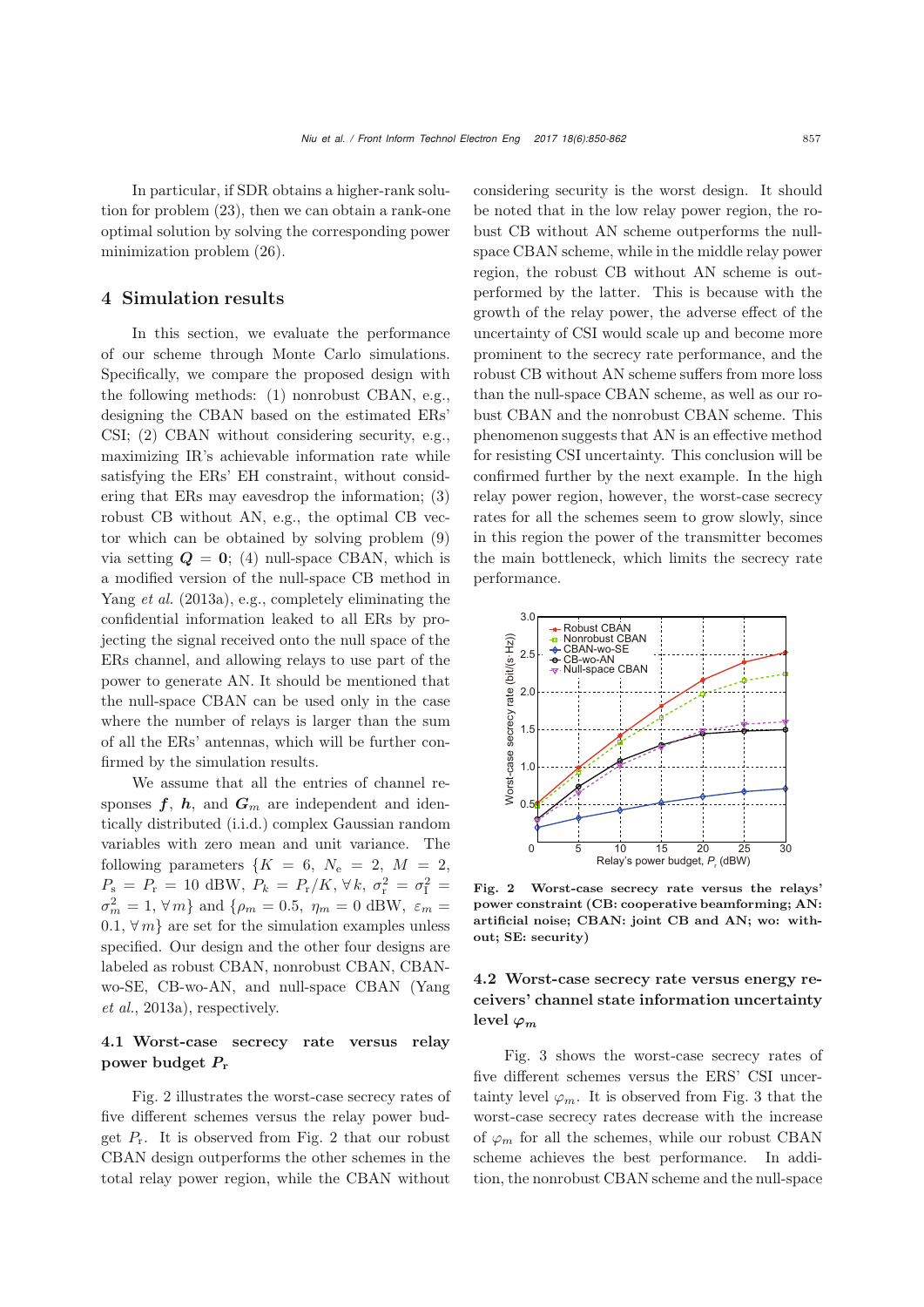In particular, if SDR obtains a higher-rank solution for problem (23), then we can obtain a rank-one optimal solution by solving the corresponding power minimization problem (26).

## 4 Simulation results

In this section, we evaluate the performance of our scheme through Monte Carlo simulations. Specifically, we compare the proposed design with the following methods: (1) nonrobust CBAN, e.g., designing the CBAN based on the estimated ERs' CSI; (2) CBAN without considering security, e.g., maximizing IR's achievable information rate while satisfying the ERs' EH constraint, without considering that ERs may eavesdrop the information; (3) robust CB without AN, the optimal CB vector which can be obtained by solving problem (9) via setting $\boldsymbol{Q} = \boldsymbol{0}$; (4) null-space CBAN, which is a modified version of the null-space CB method in Yang *et al.* (2013a), e.g., completely eliminating the confidential information leaked to all ERs by projecting the signal received onto the null space of the ERs channel, and allowing relays to use part of the power to generate AN. It should be mentioned that the null-space CBAN can be used only in the case where the number of relays is larger than the sum of all the ERs' antennas, which will be further confirmed by the simulation results.

We assume that all the entries of channel responses $\boldsymbol{f}$, $\boldsymbol{h}$, and $\boldsymbol{G}_m$ are independent and identically distributed (i.i.d.) complex Gaussian random variables with zero mean and unit variance. The following parameters $\{K = 6,\ N_\text{e} = 2,\ M = 2,\ P_\text{s} = P_\text{r} = 10\ \text{dBW},\ P_k = P_\text{r}/K, \forall k,\ \sigma_\text{r}^2 = \sigma_\text{I}^2 = \sigma_m^2 = 1, \forall m\}$ and $\{\rho_m = 0.5,\ \eta_m = 0\ \text{dBW},\ \varepsilon_m = 0.1, \forall m\}$ are set for the simulation examples unless specified. Our design and the other four designs are labeled as robust CBAN, nonrobust CBAN, CBAN-wo-SE, CB-wo-AN, and null-space CBAN (Yang *et al.*, 2013a), respectively.

### 4.1 Worst-case secrecy rate versus relay power budget $P_\text{r}$

Fig. 2 illustrates the worst-case secrecy rates of five different schemes versus the relay power budget $P_\text{r}$. It is observed from Fig. 2 that our robust CBAN design outperforms the other schemes in the total relay power region, while the CBAN without considering security is the worst design. It should be noted that in the low relay power region, the robust CB without AN scheme outperforms the null-space CBAN scheme, while in the middle relay power region, the robust CB without AN scheme is outperformed by the latter. This is because with the growth of the relay power, the adverse effect of the uncertainty of CSI would scale up and become more prominent to the secrecy rate performance, and the robust CB without AN scheme suffers from more loss than the null-space CBAN scheme, as well as our robust CBAN and the nonrobust CBAN scheme. This phenomenon suggests that AN is an effective method for resisting CSI uncertainty. This conclusion will be confirmed further by the next example. In the high relay power region, however, the worst-case secrecy rates for all the schemes seem to grow slowly, since in this region the power of the transmitter becomes the main bottleneck, which limits the secrecy rate performance.

**Fig. 2 Worst-case secrecy rate versus the relays' power constraint (CB: cooperative beamforming; AN: artificial noise; CBAN: joint CB and AN; wo: without; SE: security)**

### 4.2 Worst-case secrecy rate versus energy receivers' channel state information uncertainty level $\varphi_m$

Fig. 3 shows the worst-case secrecy rates of five different schemes versus the ERS' CSI uncertainty level $\varphi_m$. It is observed from Fig. 3 that the worst-case secrecy rates decrease with the increase of $\varphi_m$ for all the schemes, while our robust CBAN scheme achieves the best performance. In addition, the nonrobust CBAN scheme and the null-space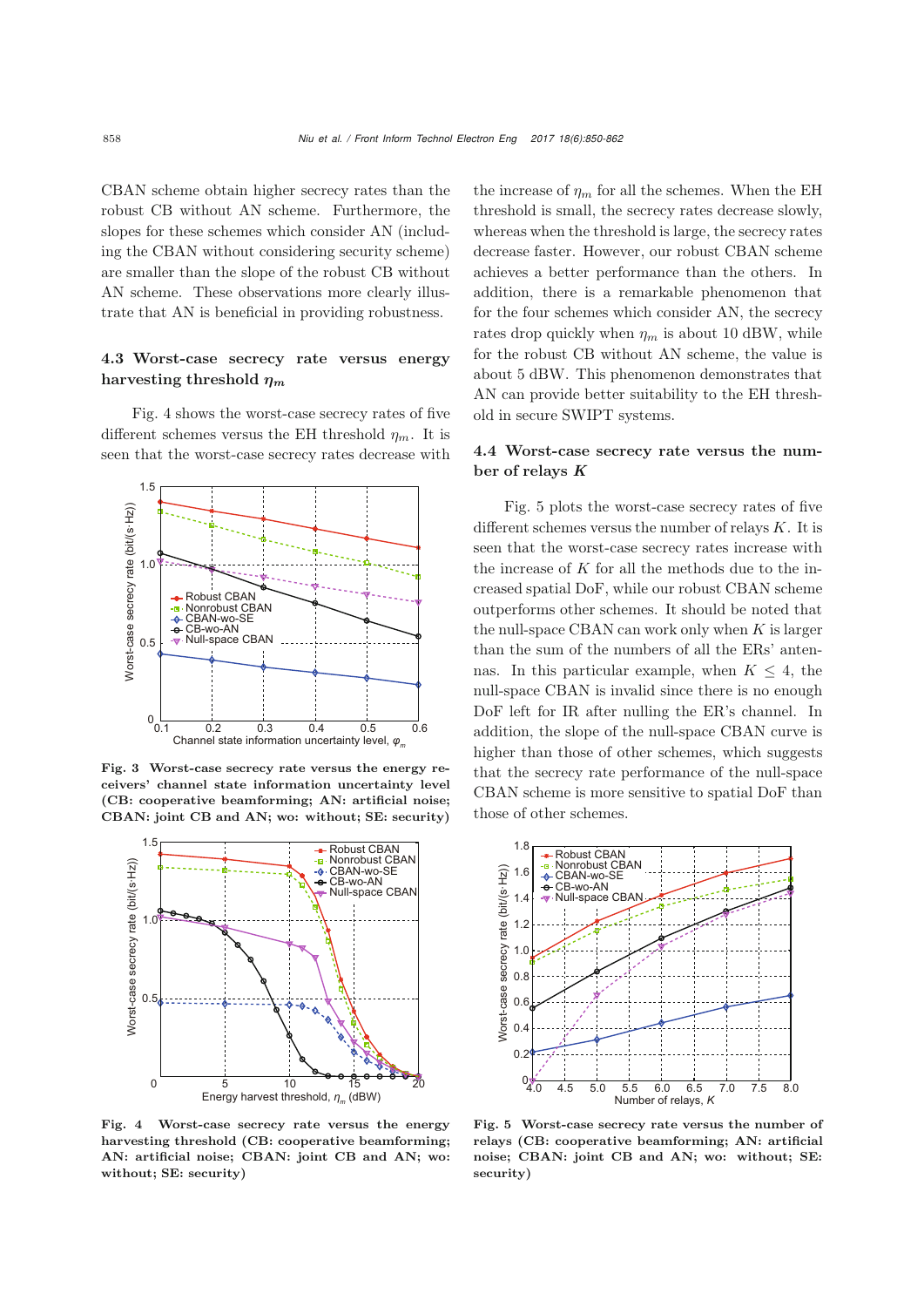CBAN scheme obtain higher secrecy rates than the robust CB without AN scheme. Furthermore, the slopes for these schemes which consider AN (including the CBAN without considering security scheme) are smaller than the slope of the robust CB without AN scheme. These observations more clearly illustrate that AN is beneficial in providing robustness.

### 4.3 Worst-case secrecy rate versus energy harvesting threshold $\eta_m$

Fig. 4 shows the worst-case secrecy rates of five different schemes versus the EH threshold $\eta_m$. It is seen that the worst-case secrecy rates decrease with the increase of $\eta_m$ for all the schemes. When the EH threshold is small, the secrecy rates decrease slowly, whereas when the threshold is large, the secrecy rates decrease faster. However, our robust CBAN scheme achieves a better performance than the others. In addition, there is a remarkable phenomenon that for the four schemes which consider AN, the secrecy rates drop quickly when $\eta_m$ is about 10 dBW, while for the robust CB without AN scheme, the value is about 5 dBW. This phenomenon demonstrates that AN can provide better suitability to the EH threshold in secure SWIPT systems.

**Fig. 3 Worst-case secrecy rate versus the energy receivers' channel state information uncertainty level (CB: cooperative beamforming; AN: artificial noise; CBAN: joint CB and AN; wo: without; SE: security)**

**Fig. 4 Worst-case secrecy rate versus the energy harvesting threshold (CB: cooperative beamforming; AN: artificial noise; CBAN: joint CB and AN; wo: without; SE: security)**

### 4.4 Worst-case secrecy rate versus the number of relays $K$

Fig. 5 plots the worst-case secrecy rates of five different schemes versus the number of relays $K$. It is seen that the worst-case secrecy rates increase with the increase of $K$ for all the methods due to the increased spatial DoF, while our robust CBAN scheme outperforms other schemes. It should be noted that the null-space CBAN can work only when $K$ is larger than the sum of the numbers of all the ERs' antennas. In this particular example, when $K \leq 4$, the null-space CBAN is invalid since there is no enough DoF left for IR after nulling the ER's channel. In addition, the slope of the null-space CBAN curve is higher than those of other schemes, which suggests that the secrecy rate performance of the null-space CBAN scheme is more sensitive to spatial DoF than those of other schemes.

**Fig. 5 Worst-case secrecy rate versus the number of relays (CB: cooperative beamforming; AN: artificial noise; CBAN: joint CB and AN; wo: without; SE: security)**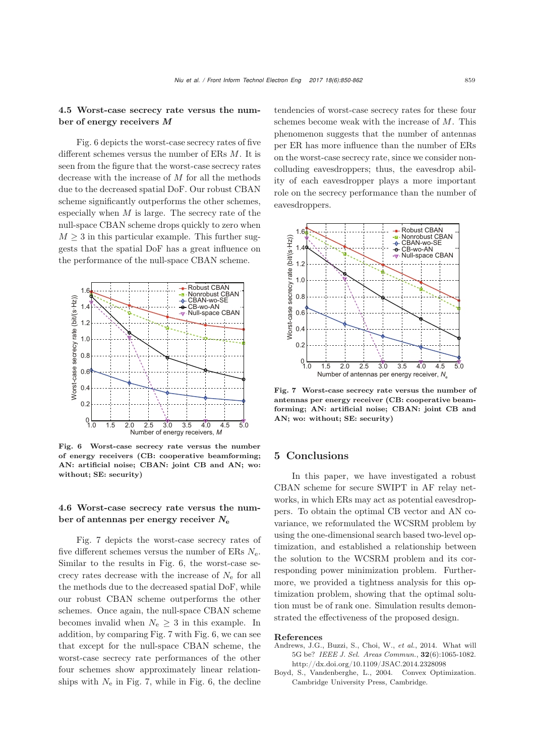### 4.5 Worst-case secrecy rate versus the number of energy receivers $M$

Fig. 6 depicts the worst-case secrecy rates of five different schemes versus the number of ERs $M$. It is seen from the figure that the worst-case secrecy rates decrease with the increase of $M$ for all the methods due to the decreased spatial DoF. Our robust CBAN scheme significantly outperforms the other schemes, especially when $M$ is large. The secrecy rate of the null-space CBAN scheme drops quickly to zero when $M \geq 3$ in this particular example. This further suggests that the spatial DoF has a great influence on the performance of the null-space CBAN scheme.

Fig. 6 Worst-case secrecy rate versus the number of energy receivers (CB: cooperative beamforming; AN: artificial noise; CBAN: joint CB and AN; wo: without; SE: security)

### 4.6 Worst-case secrecy rate versus the number of antennas per energy receiver $N_{\mathrm{e}}$

Fig. 7 depicts the worst-case secrecy rates of five different schemes versus the number of ERs $N_{\mathrm{e}}$. Similar to the results in Fig. 6, the worst-case secrecy rates decrease with the increase of $N_{\mathrm{e}}$ for all the methods due to the decreased spatial DoF, while our robust CBAN scheme outperforms the other schemes. Once again, the null-space CBAN scheme becomes invalid when $N_{\mathrm{e}} \geq 3$ in this example. In addition, by comparing Fig. 7 with Fig. 6, we can see that except for the null-space CBAN scheme, the worst-case secrecy rate performances of the other four schemes show approximately linear relationships with $N_{\mathrm{e}}$ in Fig. 7, while in Fig. 6, the decline tendencies of worst-case secrecy rates for these four schemes become weak with the increase of $M$. This phenomenon suggests that the number of antennas per ER has more influence than the number of ERs on the worst-case secrecy rate, since we consider non-colluding eavesdroppers; thus, the eavesdrop ability of each eavesdropper plays a more important role on the secrecy performance than the number of eavesdroppers.

Fig. 7 Worst-case secrecy rate versus the number of antennas per energy receiver (CB: cooperative beamforming; AN: artificial noise; CBAN: joint CB and AN; wo: without; SE: security)

## 5 Conclusions

In this paper, we have investigated a robust CBAN scheme for secure SWIPT in AF relay networks, in which ERs may act as potential eavesdroppers. To obtain the optimal CB vector and AN covariance, we reformulated the WCSRM problem by using the one-dimensional search based two-level optimization, and established a relationship between the solution to the WCSRM problem and its corresponding power minimization problem. Furthermore, we provided a tightness analysis for this optimization problem, showing that the optimal solution must be of rank one. Simulation results demonstrated the effectiveness of the proposed design.

## References

Andrews, J.G., Buzzi, S., Choi, W., *et al.*, 2014. What will 5G be? *IEEE J. Sel. Areas Commun.*, **32**(6):1065-1082. http://dx.doi.org/10.1109/JSAC.2014.2328098

Boyd, S., Vandenberghe, L., 2004. Convex Optimization. Cambridge University Press, Cambridge.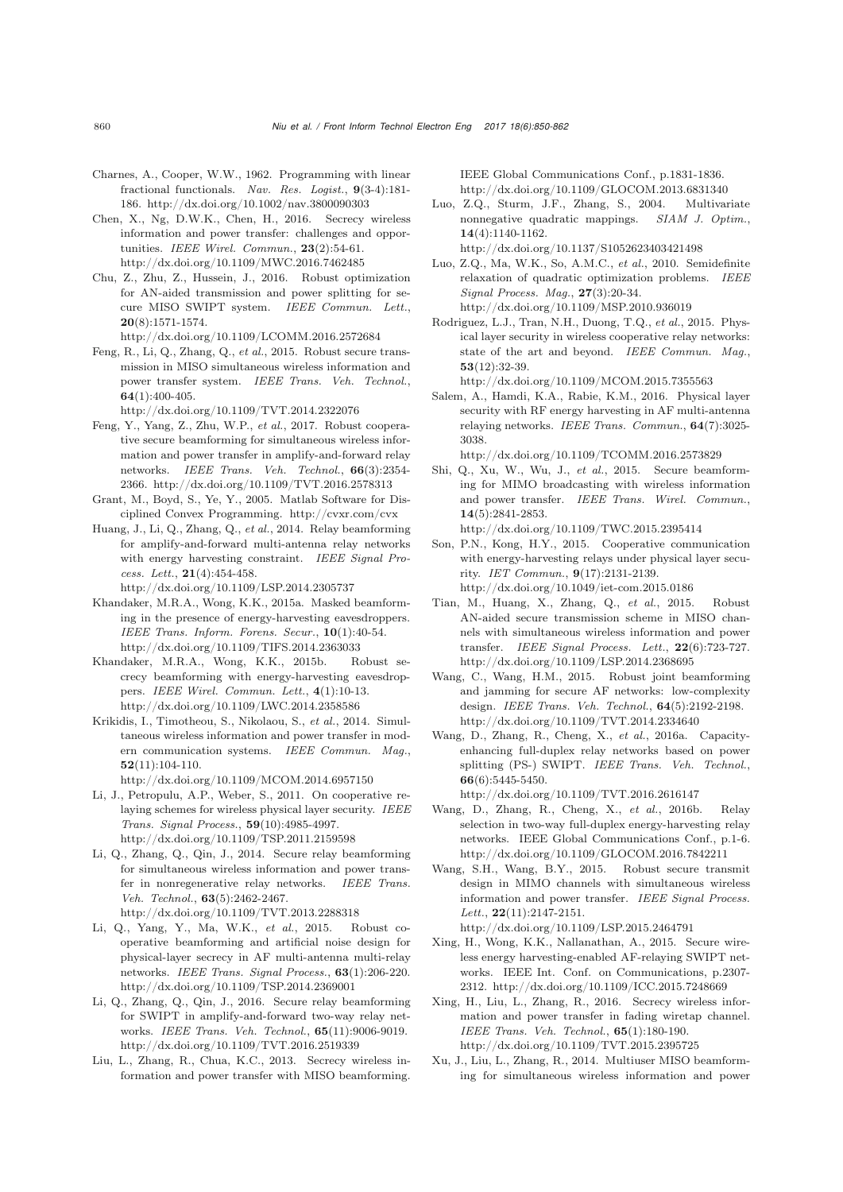Charnes, A., Cooper, W.W., 1962. Programming with linear fractional functionals. *Nav. Res. Logist.*, **9**(3-4):181-186. http://dx.doi.org/10.1002/nav.3800090303

Chen, X., Ng, D.W.K., Chen, H., 2016. Secrecy wireless information and power transfer: challenges and opportunities. *IEEE Wirel. Commun.*, **23**(2):54-61. http://dx.doi.org/10.1109/MWC.2016.7462485

Chu, Z., Zhu, Z., Hussein, J., 2016. Robust optimization for AN-aided transmission and power splitting for secure MISO SWIPT system. *IEEE Commun. Lett.*, **20**(8):1571-1574. http://dx.doi.org/10.1109/LCOMM.2016.2572684

Feng, R., Li, Q., Zhang, Q., *et al.*, 2015. Robust secure transmission in MISO simultaneous wireless information and power transfer system. *IEEE Trans. Veh. Technol.*, **64**(1):400-405. http://dx.doi.org/10.1109/TVT.2014.2322076

Feng, Y., Yang, Z., Zhu, W.P., *et al.*, 2017. Robust cooperative secure beamforming for simultaneous wireless information and power transfer in amplify-and-forward relay networks. *IEEE Trans. Veh. Technol.*, **66**(3):2354-2366. http://dx.doi.org/10.1109/TVT.2016.2578313

Grant, M., Boyd, S., Ye, Y., 2005. Matlab Software for Disciplined Convex Programming. http://cvxr.com/cvx

Huang, J., Li, Q., Zhang, Q., *et al.*, 2014. Relay beamforming for amplify-and-forward multi-antenna relay networks with energy harvesting constraint. *IEEE Signal Process. Lett.*, **21**(4):454-458. http://dx.doi.org/10.1109/LSP.2014.2305737

Khandaker, M.R.A., Wong, K.K., 2015a. Masked beamforming in the presence of energy-harvesting eavesdroppers. *IEEE Trans. Inform. Forens. Secur.*, **10**(1):40-54. http://dx.doi.org/10.1109/TIFS.2014.2363033

Khandaker, M.R.A., Wong, K.K., 2015b. Robust secrecy beamforming with energy-harvesting eavesdroppers. *IEEE Wirel. Commun. Lett.*, **4**(1):10-13. http://dx.doi.org/10.1109/LWC.2014.2358586

Krikidis, I., Timotheou, S., Nikolaou, S., *et al.*, 2014. Simultaneous wireless information and power transfer in modern communication systems. *IEEE Commun. Mag.*, **52**(11):104-110. http://dx.doi.org/10.1109/MCOM.2014.6957150

Li, J., Petropulu, A.P., Weber, S., 2011. On cooperative relaying schemes for wireless physical layer security. *IEEE Trans. Signal Process.*, **59**(10):4985-4997. http://dx.doi.org/10.1109/TSP.2011.2159598

Li, Q., Zhang, Q., Qin, J., 2014. Secure relay beamforming for simultaneous wireless information and power transfer in nonregenerative relay networks. *IEEE Trans. Veh. Technol.*, **63**(5):2462-2467. http://dx.doi.org/10.1109/TVT.2013.2288318

Li, Q., Yang, Y., Ma, W.K., *et al.*, 2015. Robust cooperative beamforming and artificial noise design for physical-layer secrecy in AF multi-antenna multi-relay networks. *IEEE Trans. Signal Process.*, **63**(1):206-220. http://dx.doi.org/10.1109/TSP.2014.2369001

Li, Q., Zhang, Q., Qin, J., 2016. Secure relay beamforming for SWIPT in amplify-and-forward two-way relay networks. *IEEE Trans. Veh. Technol.*, **65**(11):9006-9019. http://dx.doi.org/10.1109/TVT.2016.2519339

Liu, L., Zhang, R., Chua, K.C., 2013. Secrecy wireless information and power transfer with MISO beamforming. IEEE Global Communications Conf., p.1831-1836. http://dx.doi.org/10.1109/GLOCOM.2013.6831340

Luo, Z.Q., Sturm, J.F., Zhang, S., 2004. Multivariate nonnegative quadratic mappings. *SIAM J. Optim.*, **14**(4):1140-1162. http://dx.doi.org/10.1137/S1052623403421498

Luo, Z.Q., Ma, W.K., So, A.M.C., *et al.*, 2010. Semidefinite relaxation of quadratic optimization problems. *IEEE Signal Process. Mag.*, **27**(3):20-34. http://dx.doi.org/10.1109/MSP.2010.936019

Rodriguez, L.J., Tran, N.H., Duong, T.Q., *et al.*, 2015. Physical layer security in wireless cooperative relay networks: state of the art and beyond. *IEEE Commun. Mag.*, **53**(12):32-39. http://dx.doi.org/10.1109/MCOM.2015.7355563

Salem, A., Hamdi, K.A., Rabie, K.M., 2016. Physical layer security with RF energy harvesting in AF multi-antenna relaying networks. *IEEE Trans. Commun.*, **64**(7):3025-3038. http://dx.doi.org/10.1109/TCOMM.2016.2573829

Shi, Q., Xu, W., Wu, J., *et al.*, 2015. Secure beamforming for MIMO broadcasting with wireless information and power transfer. *IEEE Trans. Wirel. Commun.*, **14**(5):2841-2853. http://dx.doi.org/10.1109/TWC.2015.2395414

Son, P.N., Kong, H.Y., 2015. Cooperative communication with energy-harvesting relays under physical layer security. *IET Commun.*, **9**(17):2131-2139. http://dx.doi.org/10.1049/iet-com.2015.0186

Tian, M., Huang, X., Zhang, Q., *et al.*, 2015. Robust AN-aided secure transmission scheme in MISO channels with simultaneous wireless information and power transfer. *IEEE Signal Process. Lett.*, **22**(6):723-727. http://dx.doi.org/10.1109/LSP.2014.2368695

Wang, C., Wang, H.M., 2015. Robust joint beamforming and jamming for secure AF networks: low-complexity design. *IEEE Trans. Veh. Technol.*, **64**(5):2192-2198. http://dx.doi.org/10.1109/TVT.2014.2334640

Wang, D., Zhang, R., Cheng, X., *et al.*, 2016a. Capacity-enhancing full-duplex relay networks based on power splitting (PS-) SWIPT. *IEEE Trans. Veh. Technol.*, **66**(6):5445-5450. http://dx.doi.org/10.1109/TVT.2016.2616147

Wang, D., Zhang, R., Cheng, X., *et al.*, 2016b. Relay selection in two-way full-duplex energy-harvesting relay networks. IEEE Global Communications Conf., p.1-6. http://dx.doi.org/10.1109/GLOCOM.2016.7842211

Wang, S.H., Wang, B.Y., 2015. Robust secure transmit design in MIMO channels with simultaneous wireless information and power transfer. *IEEE Signal Process. Lett.*, **22**(11):2147-2151. http://dx.doi.org/10.1109/LSP.2015.2464791

Xing, H., Wong, K.K., Nallanathan, A., 2015. Secure wireless energy harvesting-enabled AF-relaying SWIPT networks. IEEE Int. Conf. on Communications, p.2307-2312. http://dx.doi.org/10.1109/ICC.2015.7248669

Xing, H., Liu, L., Zhang, R., 2016. Secrecy wireless information and power transfer in fading wiretap channel. *IEEE Trans. Veh. Technol.*, **65**(1):180-190. http://dx.doi.org/10.1109/TVT.2015.2395725

Xu, J., Liu, L., Zhang, R., 2014. Multiuser MISO beamforming for simultaneous wireless information and power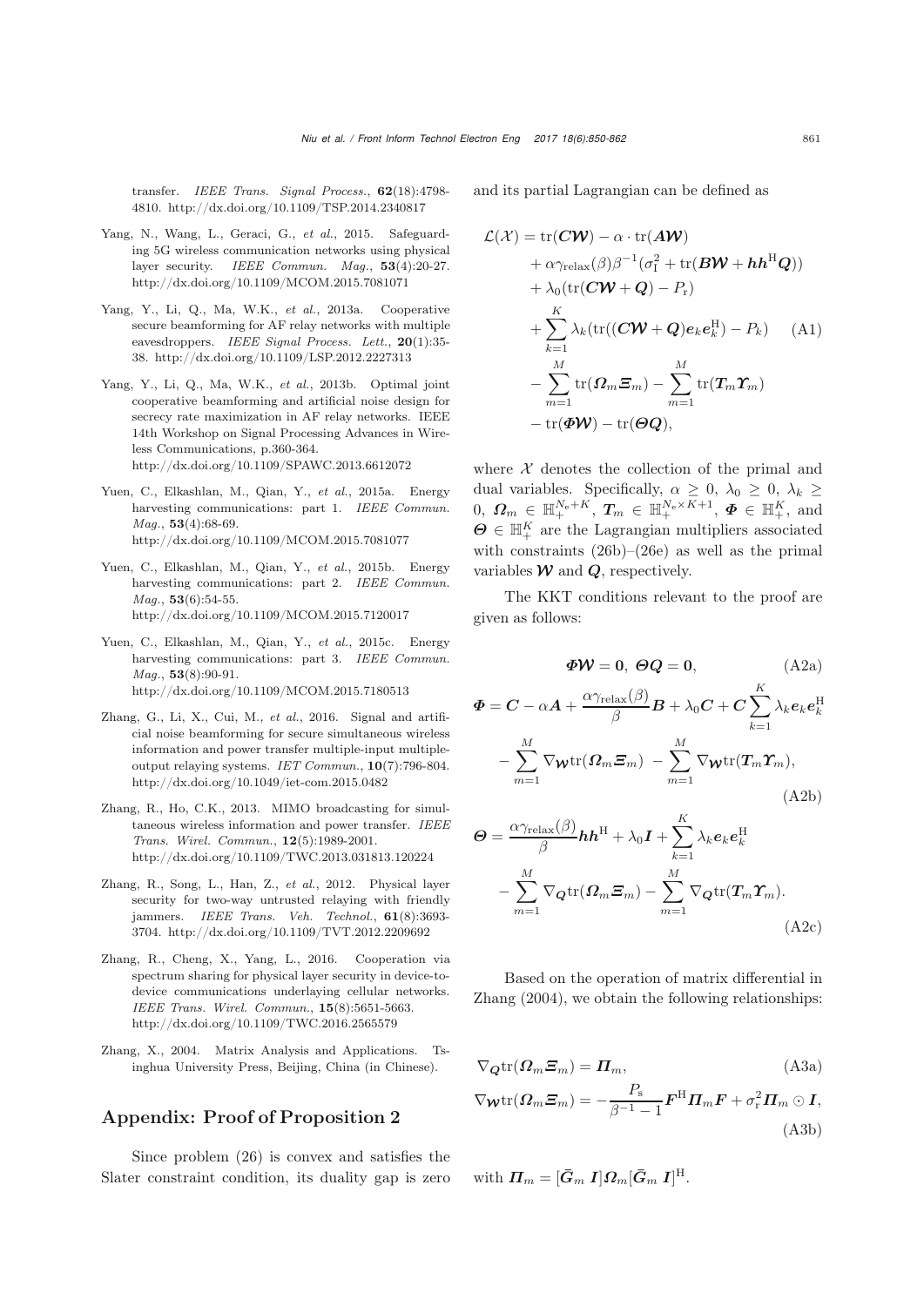transfer. *IEEE Trans. Signal Process.*, **62**(18):4798-4810. http://dx.doi.org/10.1109/TSP.2014.2340817

Yang, N., Wang, L., Geraci, G., *et al.*, 2015. Safeguarding 5G wireless communication networks using physical layer security. *IEEE Commun. Mag.*, **53**(4):20-27. http://dx.doi.org/10.1109/MCOM.2015.7081071

Yang, Y., Li, Q., Ma, W.K., *et al.*, 2013a. Cooperative secure beamforming for AF relay networks with multiple eavesdroppers. *IEEE Signal Process. Lett.*, **20**(1):35-38. http://dx.doi.org/10.1109/LSP.2012.2227313

Yang, Y., Li, Q., Ma, W.K., *et al.*, 2013b. Optimal joint cooperative beamforming and artificial noise design for secrecy rate maximization in AF relay networks. IEEE 14th Workshop on Signal Processing Advances in Wireless Communications, p.360-364. http://dx.doi.org/10.1109/SPAWC.2013.6612072

Yuen, C., Elkashlan, M., Qian, Y., *et al.*, 2015a. Energy harvesting communications: part 1. *IEEE Commun. Mag.*, **53**(4):68-69. http://dx.doi.org/10.1109/MCOM.2015.7081077

Yuen, C., Elkashlan, M., Qian, Y., *et al.*, 2015b. Energy harvesting communications: part 2. *IEEE Commun. Mag.*, **53**(6):54-55. http://dx.doi.org/10.1109/MCOM.2015.7120017

Yuen, C., Elkashlan, M., Qian, Y., *et al.*, 2015c. Energy harvesting communications: part 3. *IEEE Commun. Mag.*, **53**(8):90-91. http://dx.doi.org/10.1109/MCOM.2015.7180513

Zhang, G., Li, X., Cui, M., *et al.*, 2016. Signal and artificial noise beamforming for secure simultaneous wireless information and power transfer multiple-input multiple-output relaying systems. *IET Commun.*, **10**(7):796-804. http://dx.doi.org/10.1049/iet-com.2015.0482

Zhang, R., Ho, C.K., 2013. MIMO broadcasting for simultaneous wireless information and power transfer. *IEEE Trans. Wirel. Commun.*, **12**(5):1989-2001. http://dx.doi.org/10.1109/TWC.2013.031813.120224

Zhang, R., Song, L., Han, Z., *et al.*, 2012. Physical layer security for two-way untrusted relaying with friendly jammers. *IEEE Trans. Veh. Technol.*, **61**(8):3693-3704. http://dx.doi.org/10.1109/TVT.2012.2209692

Zhang, R., Cheng, X., Yang, L., 2016. Cooperation via spectrum sharing for physical layer security in device-to-device communications underlaying cellular networks. *IEEE Trans. Wirel. Commun.*, **15**(8):5651-5663. http://dx.doi.org/10.1109/TWC.2016.2565579

Zhang, X., 2004. Matrix Analysis and Applications. Tsinghua University Press, Beijing, China (in Chinese).

## Appendix: Proof of Proposition 2

Since problem (26) is convex and satisfies the Slater constraint condition, its duality gap is zero and its partial Lagrangian can be defined as

$$
\begin{aligned}
\mathcal{L}(\mathcal{X}) = & \operatorname{tr}(\boldsymbol{C}\boldsymbol{\mathcal{W}}) - \alpha \cdot \operatorname{tr}(\boldsymbol{A}\boldsymbol{\mathcal{W}}) \\
& + \alpha\gamma_{\text{relax}}(\beta)\beta^{-1}(\sigma_{\text{I}}^2 + \operatorname{tr}(\boldsymbol{B}\boldsymbol{\mathcal{W}} + \boldsymbol{h}\boldsymbol{h}^{\text{H}}\boldsymbol{Q})) \\
& + \lambda_0(\operatorname{tr}(\boldsymbol{C}\boldsymbol{\mathcal{W}} + \boldsymbol{Q}) - P_{\text{r}}) \\
& + \sum_{k=1}^{K} \lambda_k(\operatorname{tr}((\boldsymbol{C}\boldsymbol{\mathcal{W}} + \boldsymbol{Q})\boldsymbol{e}_k\boldsymbol{e}_k^{\text{H}}) - P_k) \\
& - \sum_{m=1}^{M} \operatorname{tr}(\boldsymbol{\Omega}_m\boldsymbol{\Xi}_m) - \sum_{m=1}^{M} \operatorname{tr}(\boldsymbol{T}_m\boldsymbol{\Upsilon}_m) \\
& - \operatorname{tr}(\boldsymbol{\Phi}\boldsymbol{\mathcal{W}}) - \operatorname{tr}(\boldsymbol{\Theta}\boldsymbol{Q}),
\end{aligned} \tag{A1}
$$

where $\mathcal{X}$ denotes the collection of the primal and dual variables. Specifically, $\alpha \geq 0$, $\lambda_0 \geq 0$, $\lambda_k \geq 0$, $\boldsymbol{\Omega}_m \in \mathbb{H}_+^{N_{\text{e}}+K}$, $\boldsymbol{T}_m \in \mathbb{H}_+^{N_{\text{e}}\times K+1}$, $\boldsymbol{\Phi} \in \mathbb{H}_+^K$, and $\boldsymbol{\Theta} \in \mathbb{H}_+^K$ are the Lagrangian multipliers associated with constraints (26b)–(26e) as well as the primal variables $\boldsymbol{\mathcal{W}}$ and $\boldsymbol{Q}$, respectively.

The KKT conditions relevant to the proof are given as follows:

$$
\boldsymbol{\Phi}\boldsymbol{\mathcal{W}} = \boldsymbol{0},\ \boldsymbol{\Theta}\boldsymbol{Q} = \boldsymbol{0}, \tag{A2a}
$$

$$
\begin{aligned}
\boldsymbol{\Phi} = & \boldsymbol{C} - \alpha\boldsymbol{A} + \frac{\alpha\gamma_{\text{relax}}(\beta)}{\beta}\boldsymbol{B} + \lambda_0\boldsymbol{C} + \boldsymbol{C}\sum_{k=1}^{K}\lambda_k\boldsymbol{e}_k\boldsymbol{e}_k^{\text{H}} \\
& - \sum_{m=1}^{M} \nabla_{\boldsymbol{\mathcal{W}}}\operatorname{tr}(\boldsymbol{\Omega}_m\boldsymbol{\Xi}_m) - \sum_{m=1}^{M} \nabla_{\boldsymbol{\mathcal{W}}}\operatorname{tr}(\boldsymbol{T}_m\boldsymbol{\Upsilon}_m),
\end{aligned} \tag{A2b}
$$

$$
\begin{aligned}
\boldsymbol{\Theta} = & \frac{\alpha\gamma_{\text{relax}}(\beta)}{\beta}\boldsymbol{h}\boldsymbol{h}^{\text{H}} + \lambda_0\boldsymbol{I} + \sum_{k=1}^{K}\lambda_k\boldsymbol{e}_k\boldsymbol{e}_k^{\text{H}} \\
& - \sum_{m=1}^{M} \nabla_{\boldsymbol{Q}}\operatorname{tr}(\boldsymbol{\Omega}_m\boldsymbol{\Xi}_m) - \sum_{m=1}^{M} \nabla_{\boldsymbol{Q}}\operatorname{tr}(\boldsymbol{T}_m\boldsymbol{\Upsilon}_m).
\end{aligned} \tag{A2c}
$$

Based on the operation of matrix differential in Zhang (2004), we obtain the following relationships:

$$
\nabla_{\boldsymbol{Q}}\operatorname{tr}(\boldsymbol{\Omega}_m\boldsymbol{\Xi}_m) = \boldsymbol{\Pi}_m, \tag{A3a}
$$

$$
\nabla_{\boldsymbol{\mathcal{W}}}\operatorname{tr}(\boldsymbol{\Omega}_m\boldsymbol{\Xi}_m) = -\frac{P_{\text{s}}}{\beta^{-1}-1}\boldsymbol{F}^{\text{H}}\boldsymbol{\Pi}_m\boldsymbol{F} + \sigma_{\text{r}}^2\boldsymbol{\Pi}_m \odot \boldsymbol{I}, \tag{A3b}
$$

with $\boldsymbol{\Pi}_m = [\bar{\boldsymbol{G}}_m\ \boldsymbol{I}]\boldsymbol{\Omega}_m[\bar{\boldsymbol{G}}_m\ \boldsymbol{I}]^{\text{H}}$.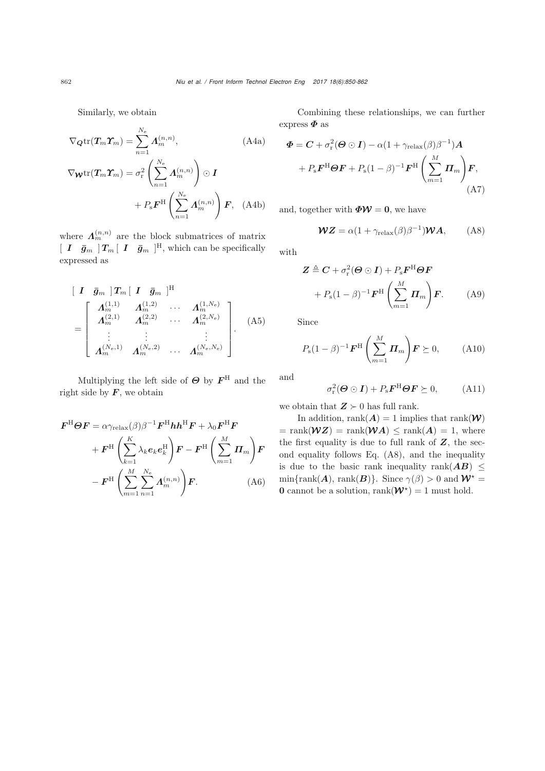Similarly, we obtain

$$\nabla_{\boldsymbol{Q}} \mathrm{tr}(\boldsymbol{T}_m \boldsymbol{\Upsilon}_m) = \sum_{n=1}^{N_\mathrm{e}} \boldsymbol{\Lambda}_m^{(n,n)}, \tag{A4a}$$

$$\nabla_{\boldsymbol{\mathcal{W}}} \mathrm{tr}(\boldsymbol{T}_m \boldsymbol{\Upsilon}_m) = \sigma_\mathrm{r}^2 \left( \sum_{n=1}^{N_\mathrm{e}} \boldsymbol{\Lambda}_m^{(n,n)} \right) \odot \boldsymbol{I} + P_\mathrm{s} \boldsymbol{F}^\mathrm{H} \left( \sum_{n=1}^{N_\mathrm{e}} \boldsymbol{\Lambda}_m^{(n,n)} \right) \boldsymbol{F}, \tag{A4b}$$

where $\boldsymbol{\Lambda}_m^{(n,n)}$ are the block submatrices of matrix $[\ \boldsymbol{I} \quad \bar{\boldsymbol{g}}_m\ ] \boldsymbol{T}_m [\ \boldsymbol{I} \quad \bar{\boldsymbol{g}}_m\ ]^\mathrm{H}$, which can be specifically expressed as

$$[\ \boldsymbol{I} \quad \bar{\boldsymbol{g}}_m\ ] \boldsymbol{T}_m [\ \boldsymbol{I} \quad \bar{\boldsymbol{g}}_m\ ]^\mathrm{H} = \begin{bmatrix} \boldsymbol{\Lambda}_m^{(1,1)} & \boldsymbol{\Lambda}_m^{(1,2)} & \cdots & \boldsymbol{\Lambda}_m^{(1,N_\mathrm{e})} \\ \boldsymbol{\Lambda}_m^{(2,1)} & \boldsymbol{\Lambda}_m^{(2,2)} & \cdots & \boldsymbol{\Lambda}_m^{(2,N_\mathrm{e})} \\ \vdots & \vdots & & \vdots \\ \boldsymbol{\Lambda}_m^{(N_\mathrm{e},1)} & \boldsymbol{\Lambda}_m^{(N_\mathrm{e},2)} & \cdots & \boldsymbol{\Lambda}_m^{(N_\mathrm{e},N_\mathrm{e})} \end{bmatrix}. \tag{A5}$$

Multiplying the left side of $\boldsymbol{\Theta}$ by $\boldsymbol{F}^\mathrm{H}$ and the right side by $\boldsymbol{F}$, we obtain

$$\begin{aligned} \boldsymbol{F}^\mathrm{H} \boldsymbol{\Theta} \boldsymbol{F} = {} & \alpha \gamma_\mathrm{relax}(\beta) \beta^{-1} \boldsymbol{F}^\mathrm{H} \boldsymbol{h} \boldsymbol{h}^\mathrm{H} \boldsymbol{F} + \lambda_0 \boldsymbol{F}^\mathrm{H} \boldsymbol{F} \\ & + \boldsymbol{F}^\mathrm{H} \left( \sum_{k=1}^{K} \lambda_k \boldsymbol{e}_k \boldsymbol{e}_k^\mathrm{H} \right) \boldsymbol{F} - \boldsymbol{F}^\mathrm{H} \left( \sum_{m=1}^{M} \boldsymbol{\Pi}_m \right) \boldsymbol{F} \\ & - \boldsymbol{F}^\mathrm{H} \left( \sum_{m=1}^{M} \sum_{n=1}^{N_\mathrm{e}} \boldsymbol{\Lambda}_m^{(n,n)} \right) \boldsymbol{F}. \end{aligned} \tag{A6}$$

Combining these relationships, we can further express $\boldsymbol{\Phi}$ as

$$\begin{aligned} \boldsymbol{\Phi} = {} & \boldsymbol{C} + \sigma_\mathrm{r}^2 (\boldsymbol{\Theta} \odot \boldsymbol{I}) - \alpha (1 + \gamma_\mathrm{relax}(\beta) \beta^{-1}) \boldsymbol{A} \\ & + P_\mathrm{s} \boldsymbol{F}^\mathrm{H} \boldsymbol{\Theta} \boldsymbol{F} + P_\mathrm{s} (1 - \beta)^{-1} \boldsymbol{F}^\mathrm{H} \left( \sum_{m=1}^{M} \boldsymbol{\Pi}_m \right) \boldsymbol{F}, \end{aligned} \tag{A7}$$

and, together with $\boldsymbol{\Phi} \boldsymbol{\mathcal{W}} = \boldsymbol{0}$, we have

$$\boldsymbol{\mathcal{W}} \boldsymbol{Z} = \alpha (1 + \gamma_\mathrm{relax}(\beta) \beta^{-1}) \boldsymbol{\mathcal{W}} \boldsymbol{A}, \tag{A8}$$

with

$$\boldsymbol{Z} \triangleq \boldsymbol{C} + \sigma_\mathrm{r}^2 (\boldsymbol{\Theta} \odot \boldsymbol{I}) + P_\mathrm{s} \boldsymbol{F}^\mathrm{H} \boldsymbol{\Theta} \boldsymbol{F} + P_\mathrm{s} (1 - \beta)^{-1} \boldsymbol{F}^\mathrm{H} \left( \sum_{m=1}^{M} \boldsymbol{\Pi}_m \right) \boldsymbol{F}. \tag{A9}$$

Since

$$P_\mathrm{s} (1 - \beta)^{-1} \boldsymbol{F}^\mathrm{H} \left( \sum_{m=1}^{M} \boldsymbol{\Pi}_m \right) \boldsymbol{F} \succeq 0, \tag{A10}$$

and

$$\sigma_\mathrm{r}^2 (\boldsymbol{\Theta} \odot \boldsymbol{I}) + P_\mathrm{s} \boldsymbol{F}^\mathrm{H} \boldsymbol{\Theta} \boldsymbol{F} \succeq 0, \tag{A11}$$

we obtain that $\boldsymbol{Z} \succ 0$ has full rank.

In addition, $\mathrm{rank}(\boldsymbol{A}) = 1$ implies that $\mathrm{rank}(\boldsymbol{\mathcal{W}}) = \mathrm{rank}(\boldsymbol{\mathcal{W}} \boldsymbol{Z}) = \mathrm{rank}(\boldsymbol{\mathcal{W}} \boldsymbol{A}) \leq \mathrm{rank}(\boldsymbol{A}) = 1$, where the first equality is due to full rank of $\boldsymbol{Z}$, the second equality follows Eq. (A8), and the inequality is due to the basic rank inequality $\mathrm{rank}(\boldsymbol{AB}) \leq \min\{\mathrm{rank}(\boldsymbol{A}), \mathrm{rank}(\boldsymbol{B})\}$. Since $\gamma(\beta) > 0$ and $\boldsymbol{\mathcal{W}}^\star = \boldsymbol{0}$ cannot be a solution, $\mathrm{rank}(\boldsymbol{\mathcal{W}}^\star) = 1$ must hold.